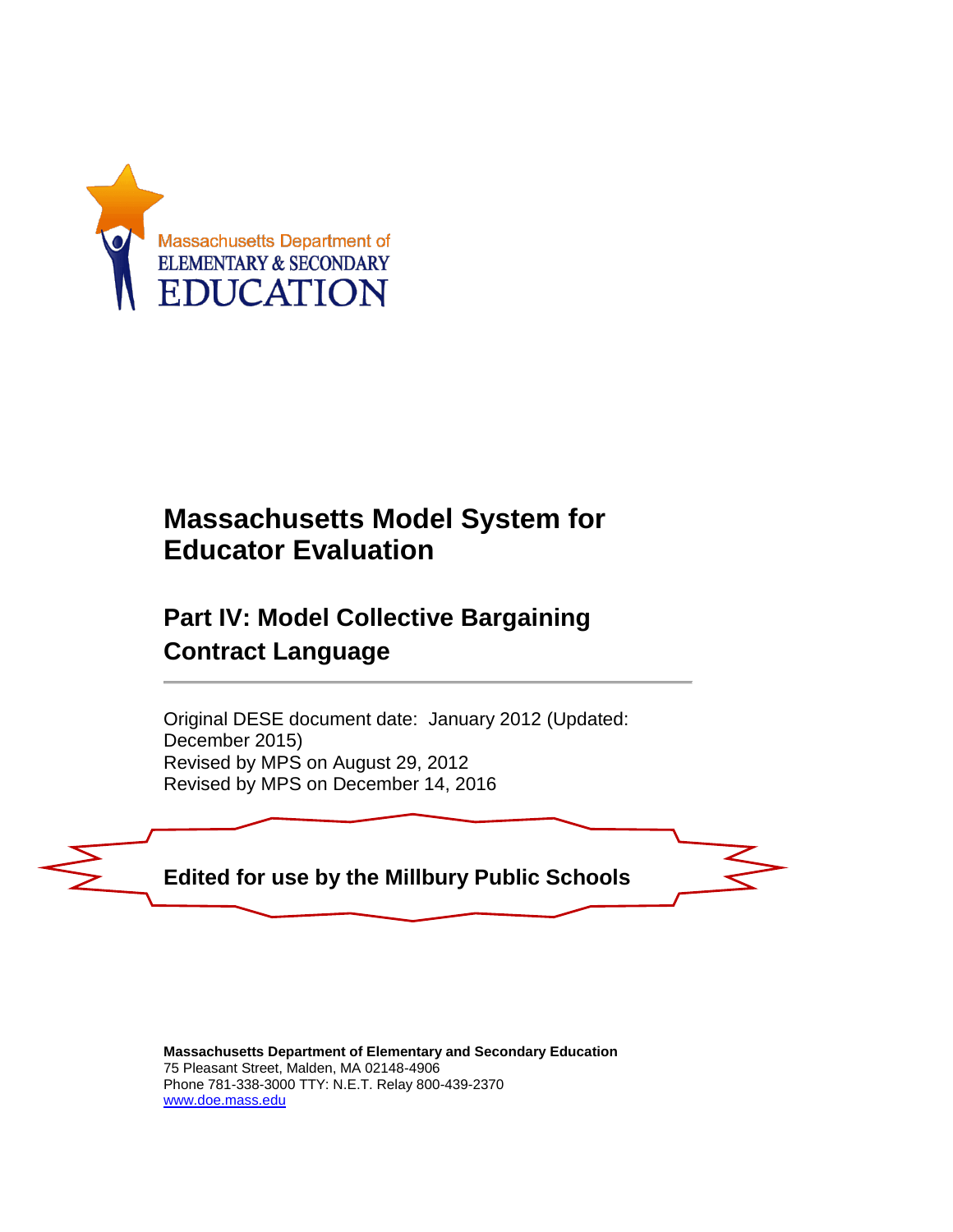Massachusetts Department of
ELEMENTARY & SECONDARY
EDUCATION

# Massachusetts Model System for Educator Evaluation

## Part IV: Model Collective Bargaining Contract Language

Original DESE document date: January 2012 (Updated: December 2015)
Revised by MPS on August 29, 2012
Revised by MPS on December 14, 2016

**Edited for use by the Millbury Public Schools**

**Massachusetts Department of Elementary and Secondary Education**
75 Pleasant Street, Malden, MA 02148-4906
Phone 781-338-3000 TTY: N.E.T. Relay 800-439-2370
www.doe.mass.edu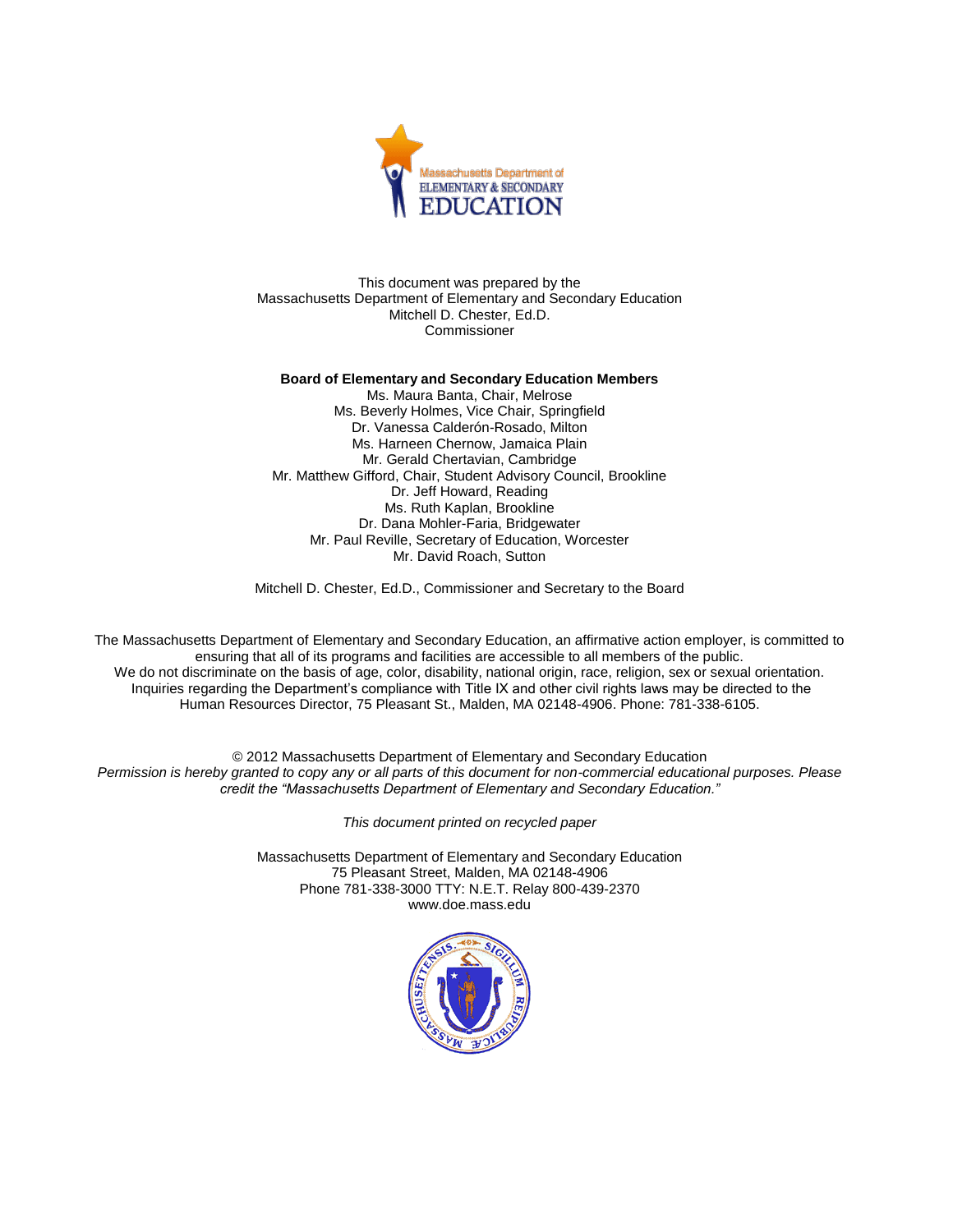This document was prepared by the
Massachusetts Department of Elementary and Secondary Education
Mitchell D. Chester, Ed.D.
Commissioner

**Board of Elementary and Secondary Education Members**

Ms. Maura Banta, Chair, Melrose
Ms. Beverly Holmes, Vice Chair, Springfield
Dr. Vanessa Calderón-Rosado, Milton
Ms. Harneen Chernow, Jamaica Plain
Mr. Gerald Chertavian, Cambridge
Mr. Matthew Gifford, Chair, Student Advisory Council, Brookline
Dr. Jeff Howard, Reading
Ms. Ruth Kaplan, Brookline
Dr. Dana Mohler-Faria, Bridgewater
Mr. Paul Reville, Secretary of Education, Worcester
Mr. David Roach, Sutton

Mitchell D. Chester, Ed.D., Commissioner and Secretary to the Board

The Massachusetts Department of Elementary and Secondary Education, an affirmative action employer, is committed to ensuring that all of its programs and facilities are accessible to all members of the public.
We do not discriminate on the basis of age, color, disability, national origin, race, religion, sex or sexual orientation.
Inquiries regarding the Department's compliance with Title IX and other civil rights laws may be directed to the Human Resources Director, 75 Pleasant St., Malden, MA 02148-4906. Phone: 781-338-6105.

© 2012 Massachusetts Department of Elementary and Secondary Education
*Permission is hereby granted to copy any or all parts of this document for non-commercial educational purposes. Please credit the "Massachusetts Department of Elementary and Secondary Education."*

*This document printed on recycled paper*

Massachusetts Department of Elementary and Secondary Education
75 Pleasant Street, Malden, MA 02148-4906
Phone 781-338-3000 TTY: N.E.T. Relay 800-439-2370
www.doe.mass.edu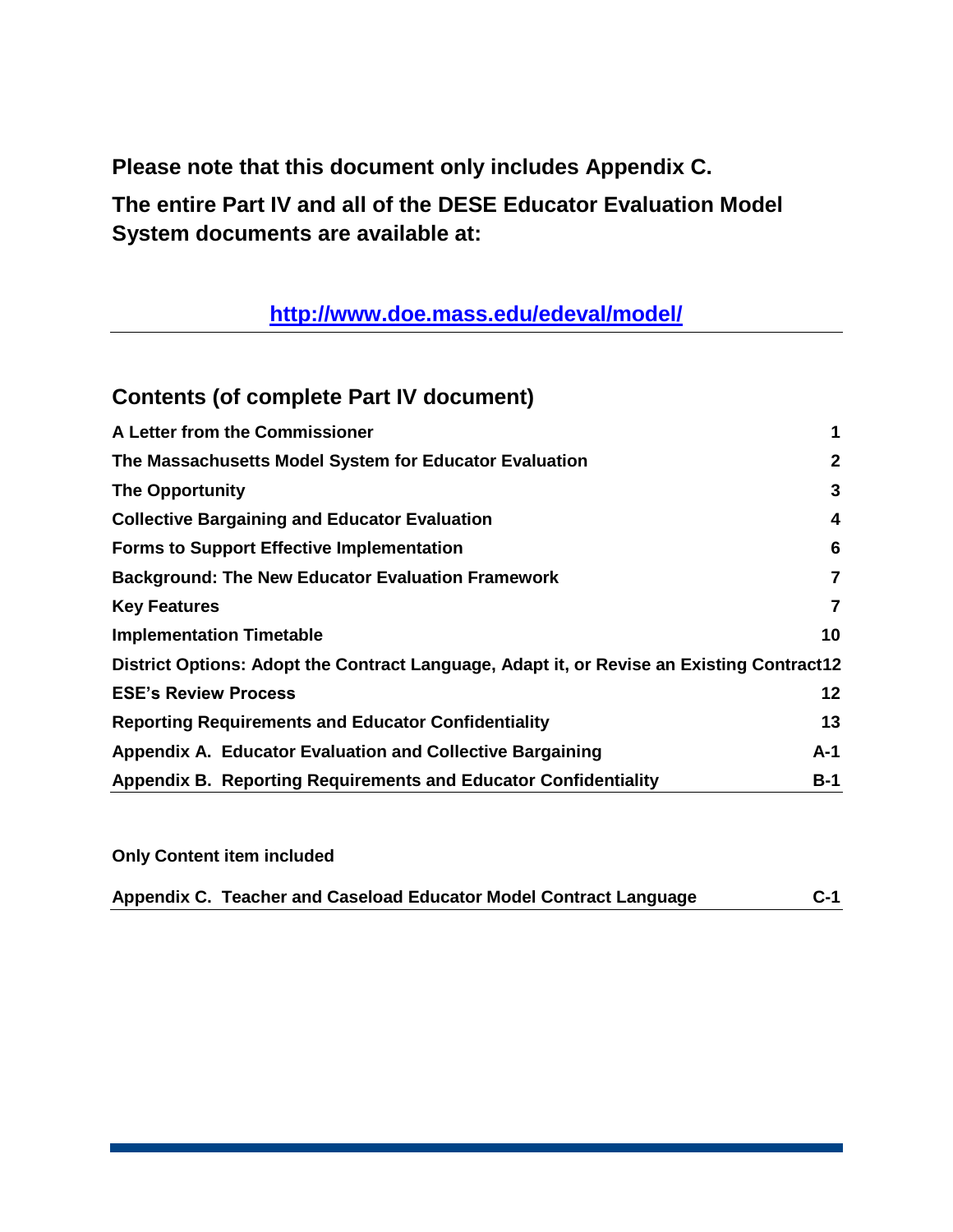**Please note that this document only includes Appendix C.**

**The entire Part IV and all of the DESE Educator Evaluation Model System documents are available at:**

**[http://www.doe.mass.edu/edeval/model/](http://www.doe.mass.edu/edeval/model/)**

## Contents (of complete Part IV document)

| | |
|---|---|
| **A Letter from the Commissioner** | **1** |
| **The Massachusetts Model System for Educator Evaluation** | **2** |
| **The Opportunity** | **3** |
| **Collective Bargaining and Educator Evaluation** | **4** |
| **Forms to Support Effective Implementation** | **6** |
| **Background: The New Educator Evaluation Framework** | **7** |
| **Key Features** | **7** |
| **Implementation Timetable** | **10** |
| **District Options: Adopt the Contract Language, Adapt it, or Revise an Existing Contract** | **12** |
| **ESE's Review Process** | **12** |
| **Reporting Requirements and Educator Confidentiality** | **13** |
| **Appendix A. Educator Evaluation and Collective Bargaining** | **A-1** |
| **Appendix B. Reporting Requirements and Educator Confidentiality** | **B-1** |

**Only Content item included**

| | |
|---|---|
| **Appendix C. Teacher and Caseload Educator Model Contract Language** | **C-1** |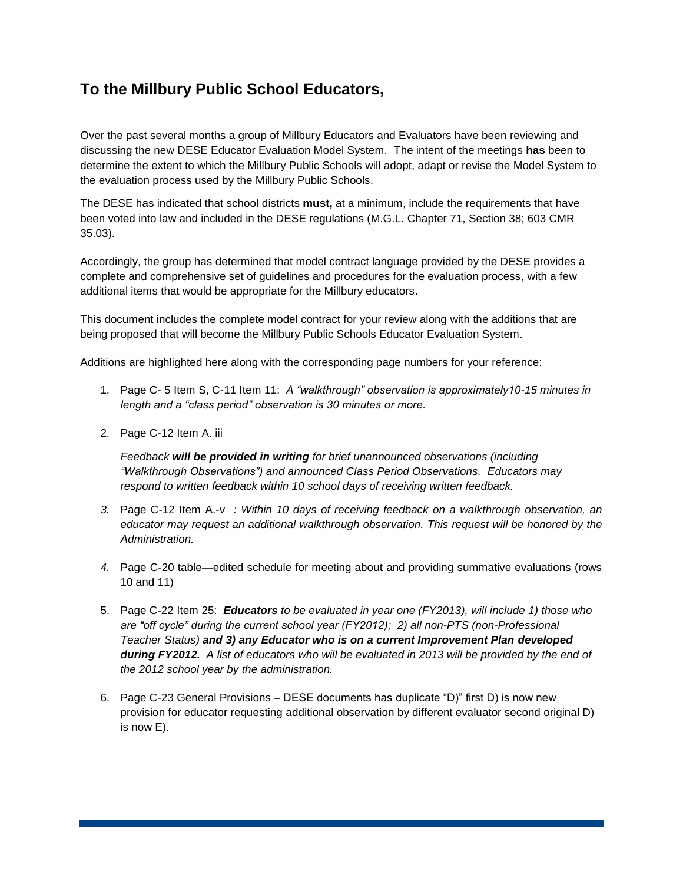## To the Millbury Public School Educators,

Over the past several months a group of Millbury Educators and Evaluators have been reviewing and discussing the new DESE Educator Evaluation Model System. The intent of the meetings **has** been to determine the extent to which the Millbury Public Schools will adopt, adapt or revise the Model System to the evaluation process used by the Millbury Public Schools.

The DESE has indicated that school districts **must,** at a minimum, include the requirements that have been voted into law and included in the DESE regulations (M.G.L. Chapter 71, Section 38; 603 CMR 35.03).

Accordingly, the group has determined that model contract language provided by the DESE provides a complete and comprehensive set of guidelines and procedures for the evaluation process, with a few additional items that would be appropriate for the Millbury educators.

This document includes the complete model contract for your review along with the additions that are being proposed that will become the Millbury Public Schools Educator Evaluation System.

Additions are highlighted here along with the corresponding page numbers for your reference:

1. Page C- 5 Item S, C-11 Item 11: *A "walkthrough" observation is approximately10-15 minutes in length and a "class period" observation is 30 minutes or more.*

2. Page C-12 Item A. iii

   *Feedback **will be provided in writing** for brief unannounced observations (including "Walkthrough Observations") and announced Class Period Observations. Educators may respond to written feedback within 10 school days of receiving written feedback.*

3. Page C-12 Item A.-v *: Within 10 days of receiving feedback on a walkthrough observation, an educator may request an additional walkthrough observation. This request will be honored by the Administration.*

4. Page C-20 table—edited schedule for meeting about and providing summative evaluations (rows 10 and 11)

5. Page C-22 Item 25: ***Educators** to be evaluated in year one (FY2013), will include 1) those who are "off cycle" during the current school year (FY2012); 2) all non-PTS (non-Professional Teacher Status) **and 3) any Educator who is on a current Improvement Plan developed during FY2012.** A list of educators who will be evaluated in 2013 will be provided by the end of the 2012 school year by the administration.*

6. Page C-23 General Provisions – DESE documents has duplicate "D)" first D) is now new provision for educator requesting additional observation by different evaluator second original D) is now E).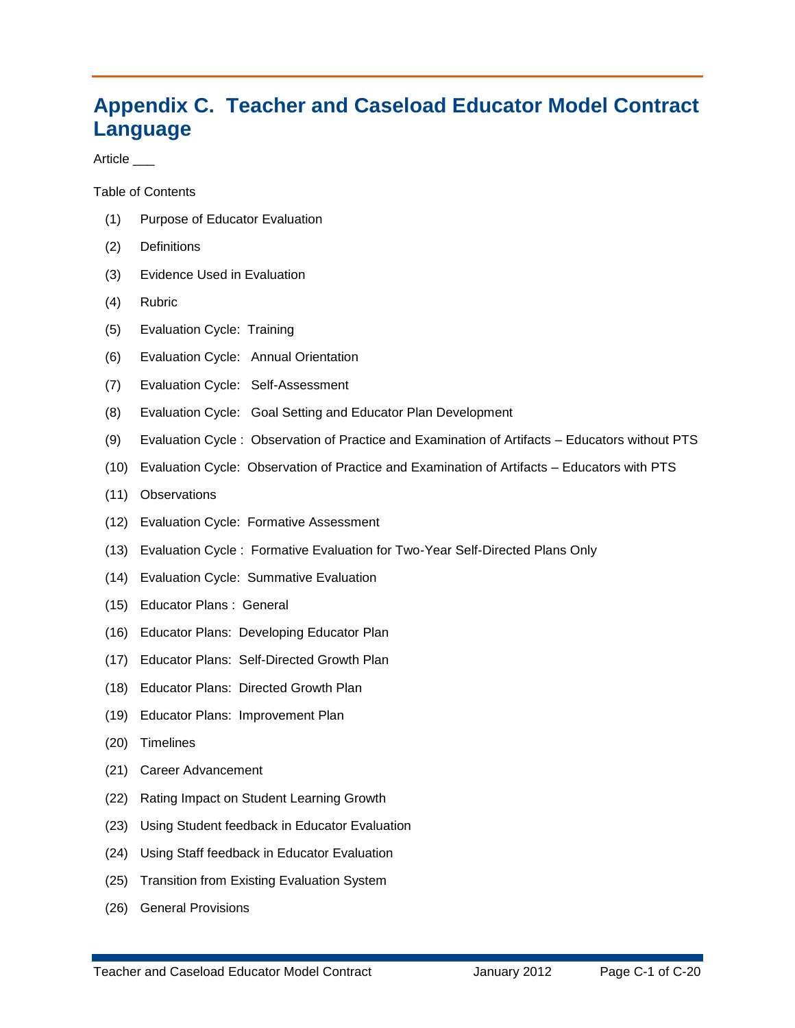# Appendix C. Teacher and Caseload Educator Model Contract Language

Article ___

Table of Contents

(1) Purpose of Educator Evaluation

(2) Definitions

(3) Evidence Used in Evaluation

(4) Rubric

(5) Evaluation Cycle: Training

(6) Evaluation Cycle: Annual Orientation

(7) Evaluation Cycle: Self-Assessment

(8) Evaluation Cycle: Goal Setting and Educator Plan Development

(9) Evaluation Cycle : Observation of Practice and Examination of Artifacts – Educators without PTS

(10) Evaluation Cycle: Observation of Practice and Examination of Artifacts – Educators with PTS

(11) Observations

(12) Evaluation Cycle: Formative Assessment

(13) Evaluation Cycle : Formative Evaluation for Two-Year Self-Directed Plans Only

(14) Evaluation Cycle: Summative Evaluation

(15) Educator Plans : General

(16) Educator Plans: Developing Educator Plan

(17) Educator Plans: Self-Directed Growth Plan

(18) Educator Plans: Directed Growth Plan

(19) Educator Plans: Improvement Plan

(20) Timelines

(21) Career Advancement

(22) Rating Impact on Student Learning Growth

(23) Using Student feedback in Educator Evaluation

(24) Using Staff feedback in Educator Evaluation

(25) Transition from Existing Evaluation System

(26) General Provisions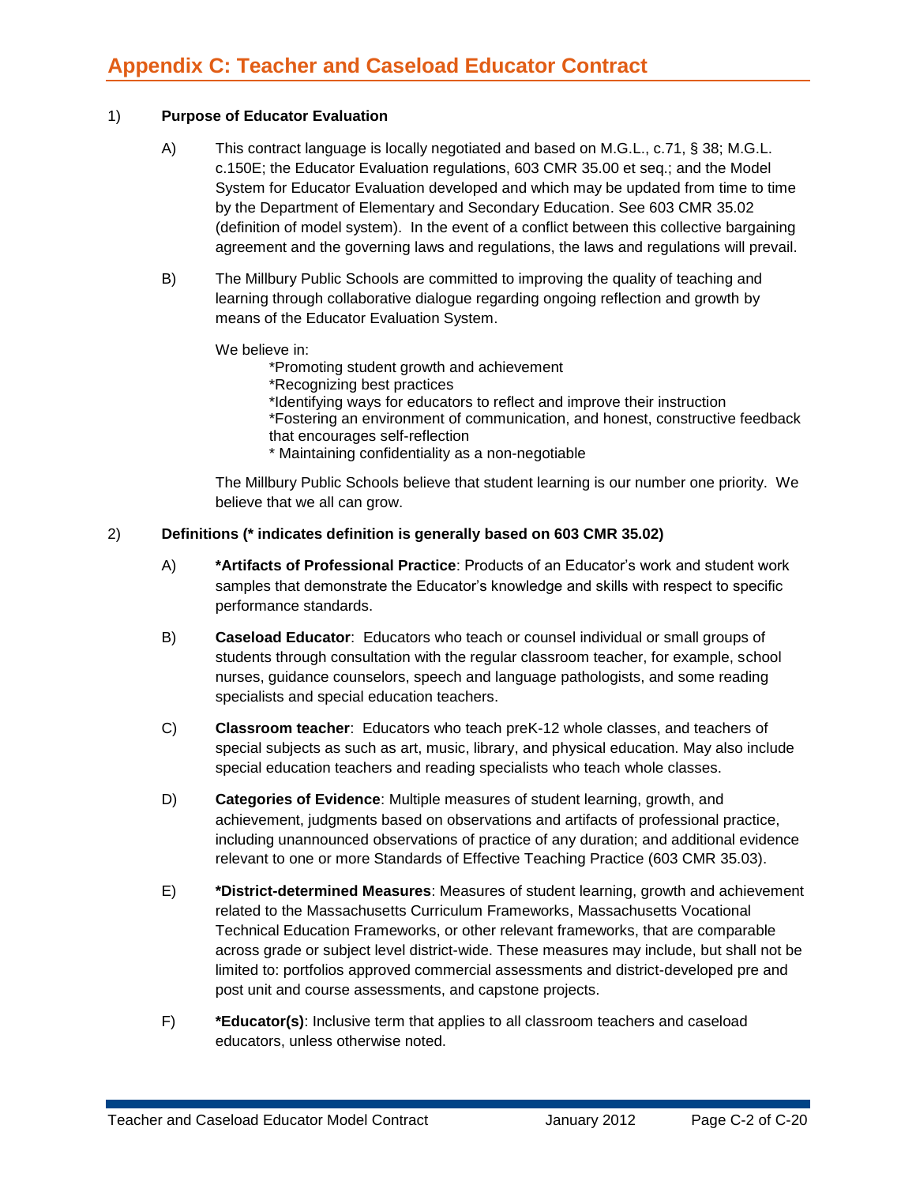## Appendix C: Teacher and Caseload Educator Contract

1) **Purpose of Educator Evaluation**

A) This contract language is locally negotiated and based on M.G.L., c.71, § 38; M.G.L. c.150E; the Educator Evaluation regulations, 603 CMR 35.00 et seq.; and the Model System for Educator Evaluation developed and which may be updated from time to time by the Department of Elementary and Secondary Education. See 603 CMR 35.02 (definition of model system). In the event of a conflict between this collective bargaining agreement and the governing laws and regulations, the laws and regulations will prevail.

B) The Millbury Public Schools are committed to improving the quality of teaching and learning through collaborative dialogue regarding ongoing reflection and growth by means of the Educator Evaluation System.

We believe in:

*Promoting student growth and achievement
*Recognizing best practices
*Identifying ways for educators to reflect and improve their instruction
*Fostering an environment of communication, and honest, constructive feedback that encourages self-reflection
* Maintaining confidentiality as a non-negotiable

The Millbury Public Schools believe that student learning is our number one priority. We believe that we all can grow.

2) **Definitions (* indicates definition is generally based on 603 CMR 35.02)**

A) ***Artifacts of Professional Practice**: Products of an Educator's work and student work samples that demonstrate the Educator's knowledge and skills with respect to specific performance standards.

B) **Caseload Educator**: Educators who teach or counsel individual or small groups of students through consultation with the regular classroom teacher, for example, school nurses, guidance counselors, speech and language pathologists, and some reading specialists and special education teachers.

C) **Classroom teacher**: Educators who teach preK-12 whole classes, and teachers of special subjects as such as art, music, library, and physical education. May also include special education teachers and reading specialists who teach whole classes.

D) **Categories of Evidence**: Multiple measures of student learning, growth, and achievement, judgments based on observations and artifacts of professional practice, including unannounced observations of practice of any duration; and additional evidence relevant to one or more Standards of Effective Teaching Practice (603 CMR 35.03).

E) ***District-determined Measures**: Measures of student learning, growth and achievement related to the Massachusetts Curriculum Frameworks, Massachusetts Vocational Technical Education Frameworks, or other relevant frameworks, that are comparable across grade or subject level district-wide. These measures may include, but shall not be limited to: portfolios approved commercial assessments and district-developed pre and post unit and course assessments, and capstone projects.

F) ***Educator(s)**: Inclusive term that applies to all classroom teachers and caseload educators, unless otherwise noted.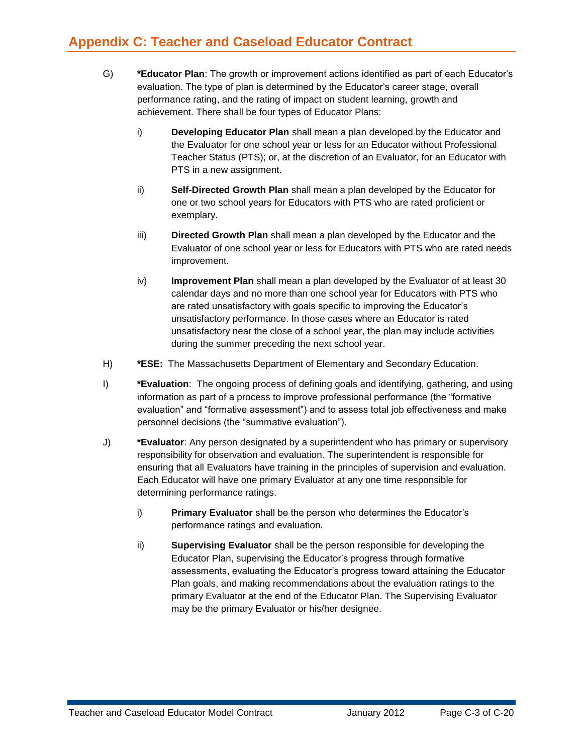G) **\*Educator Plan**: The growth or improvement actions identified as part of each Educator's evaluation. The type of plan is determined by the Educator's career stage, overall performance rating, and the rating of impact on student learning, growth and achievement. There shall be four types of Educator Plans:

   i) **Developing Educator Plan** shall mean a plan developed by the Educator and the Evaluator for one school year or less for an Educator without Professional Teacher Status (PTS); or, at the discretion of an Evaluator, for an Educator with PTS in a new assignment.

   ii) **Self-Directed Growth Plan** shall mean a plan developed by the Educator for one or two school years for Educators with PTS who are rated proficient or exemplary.

   iii) **Directed Growth Plan** shall mean a plan developed by the Educator and the Evaluator of one school year or less for Educators with PTS who are rated needs improvement.

   iv) **Improvement Plan** shall mean a plan developed by the Evaluator of at least 30 calendar days and no more than one school year for Educators with PTS who are rated unsatisfactory with goals specific to improving the Educator's unsatisfactory performance. In those cases where an Educator is rated unsatisfactory near the close of a school year, the plan may include activities during the summer preceding the next school year.

H) **\*ESE:** The Massachusetts Department of Elementary and Secondary Education.

I) **\*Evaluation**: The ongoing process of defining goals and identifying, gathering, and using information as part of a process to improve professional performance (the "formative evaluation" and "formative assessment") and to assess total job effectiveness and make personnel decisions (the "summative evaluation").

J) **\*Evaluator**: Any person designated by a superintendent who has primary or supervisory responsibility for observation and evaluation. The superintendent is responsible for ensuring that all Evaluators have training in the principles of supervision and evaluation. Each Educator will have one primary Evaluator at any one time responsible for determining performance ratings.

   i) **Primary Evaluator** shall be the person who determines the Educator's performance ratings and evaluation.

   ii) **Supervising Evaluator** shall be the person responsible for developing the Educator Plan, supervising the Educator's progress through formative assessments, evaluating the Educator's progress toward attaining the Educator Plan goals, and making recommendations about the evaluation ratings to the primary Evaluator at the end of the Educator Plan. The Supervising Evaluator may be the primary Evaluator or his/her designee.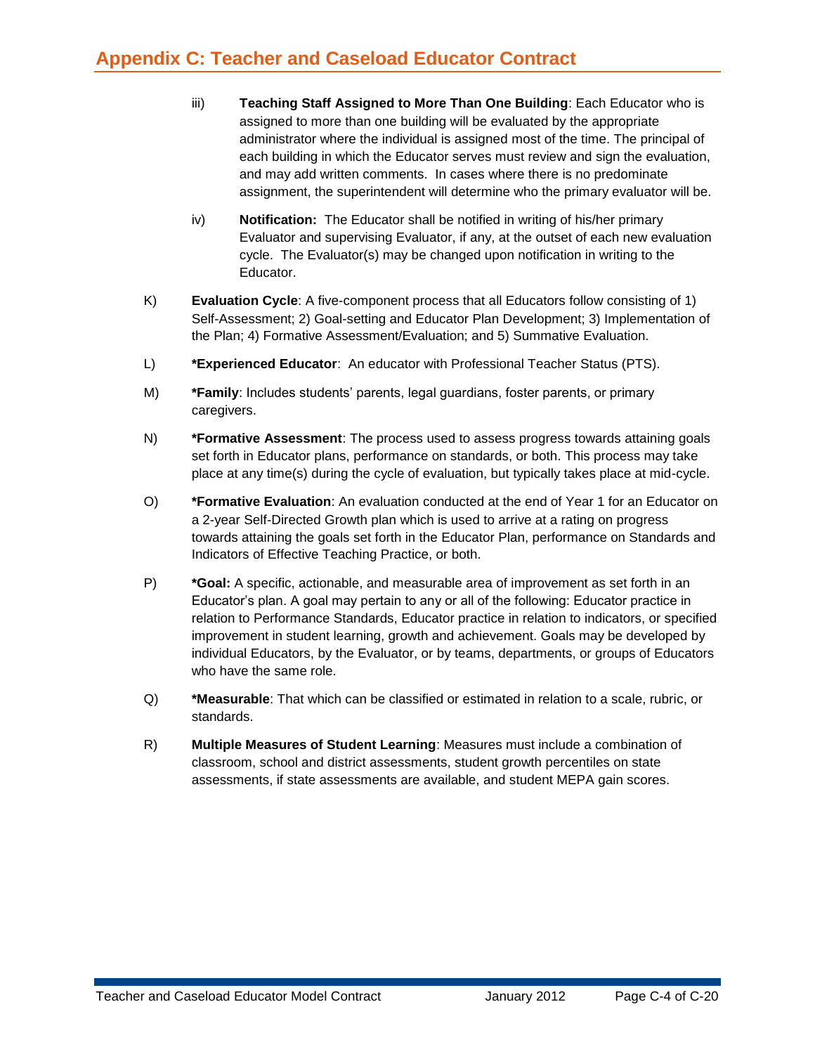iii) **Teaching Staff Assigned to More Than One Building**: Each Educator who is assigned to more than one building will be evaluated by the appropriate administrator where the individual is assigned most of the time. The principal of each building in which the Educator serves must review and sign the evaluation, and may add written comments. In cases where there is no predominate assignment, the superintendent will determine who the primary evaluator will be.

iv) **Notification:** The Educator shall be notified in writing of his/her primary Evaluator and supervising Evaluator, if any, at the outset of each new evaluation cycle. The Evaluator(s) may be changed upon notification in writing to the Educator.

K) **Evaluation Cycle**: A five-component process that all Educators follow consisting of 1) Self-Assessment; 2) Goal-setting and Educator Plan Development; 3) Implementation of the Plan; 4) Formative Assessment/Evaluation; and 5) Summative Evaluation.

L) ***Experienced Educator**: An educator with Professional Teacher Status (PTS).

M) ***Family**: Includes students' parents, legal guardians, foster parents, or primary caregivers.

N) ***Formative Assessment**: The process used to assess progress towards attaining goals set forth in Educator plans, performance on standards, or both. This process may take place at any time(s) during the cycle of evaluation, but typically takes place at mid-cycle.

O) ***Formative Evaluation**: An evaluation conducted at the end of Year 1 for an Educator on a 2-year Self-Directed Growth plan which is used to arrive at a rating on progress towards attaining the goals set forth in the Educator Plan, performance on Standards and Indicators of Effective Teaching Practice, or both.

P) ***Goal:** A specific, actionable, and measurable area of improvement as set forth in an Educator's plan. A goal may pertain to any or all of the following: Educator practice in relation to Performance Standards, Educator practice in relation to indicators, or specified improvement in student learning, growth and achievement. Goals may be developed by individual Educators, by the Evaluator, or by teams, departments, or groups of Educators who have the same role.

Q) ***Measurable**: That which can be classified or estimated in relation to a scale, rubric, or standards.

R) **Multiple Measures of Student Learning**: Measures must include a combination of classroom, school and district assessments, student growth percentiles on state assessments, if state assessments are available, and student MEPA gain scores.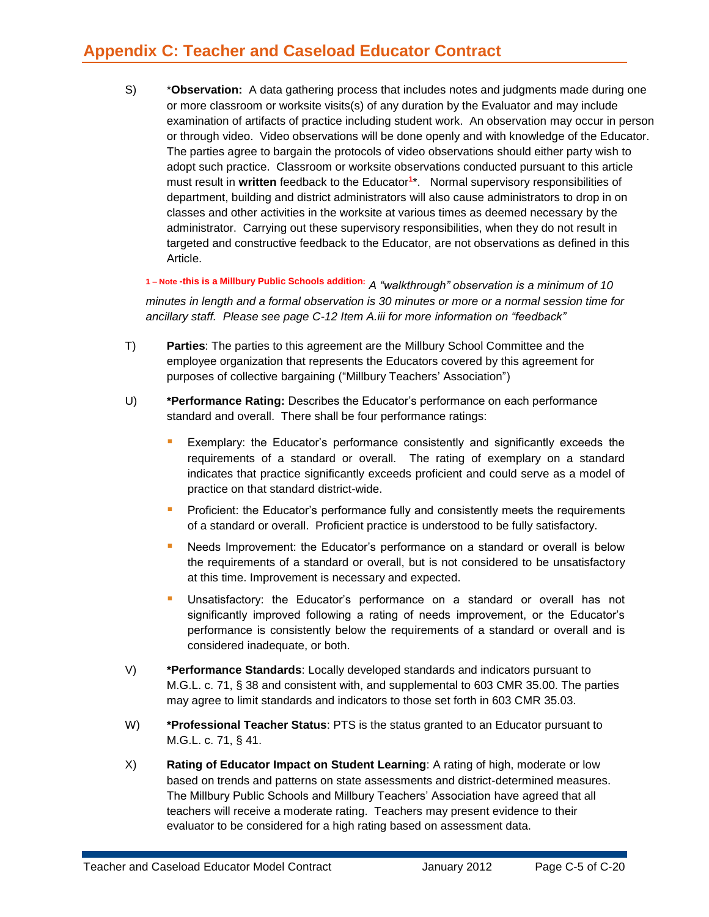## Appendix C: Teacher and Caseload Educator Contract

S) *__Observation:__ A data gathering process that includes notes and judgments made during one or more classroom or worksite visits(s) of any duration by the Evaluator and may include examination of artifacts of practice including student work. An observation may occur in person or through video. Video observations will be done openly and with knowledge of the Educator. The parties agree to bargain the protocols of video observations should either party wish to adopt such practice. Classroom or worksite observations conducted pursuant to this article must result in **written** feedback to the Educator[1]*. Normal supervisory responsibilities of department, building and district administrators will also cause administrators to drop in on classes and other activities in the worksite at various times as deemed necessary by the administrator. Carrying out these supervisory responsibilities, when they do not result in targeted and constructive feedback to the Educator, are not observations as defined in this Article.

**1 – Note -this is a Millbury Public Schools addition:** *A "walkthrough" observation is a minimum of 10 minutes in length and a formal observation is 30 minutes or more or a normal session time for ancillary staff. Please see page C-12 Item A.iii for more information on "feedback"*

T) **Parties**: The parties to this agreement are the Millbury School Committee and the employee organization that represents the Educators covered by this agreement for purposes of collective bargaining ("Millbury Teachers' Association")

U) ***Performance Rating:** Describes the Educator's performance on each performance standard and overall. There shall be four performance ratings:

- Exemplary: the Educator's performance consistently and significantly exceeds the requirements of a standard or overall. The rating of exemplary on a standard indicates that practice significantly exceeds proficient and could serve as a model of practice on that standard district-wide.
- Proficient: the Educator's performance fully and consistently meets the requirements of a standard or overall. Proficient practice is understood to be fully satisfactory.
- Needs Improvement: the Educator's performance on a standard or overall is below the requirements of a standard or overall, but is not considered to be unsatisfactory at this time. Improvement is necessary and expected.
- Unsatisfactory: the Educator's performance on a standard or overall has not significantly improved following a rating of needs improvement, or the Educator's performance is consistently below the requirements of a standard or overall and is considered inadequate, or both.

V) ***Performance Standards**: Locally developed standards and indicators pursuant to M.G.L. c. 71, § 38 and consistent with, and supplemental to 603 CMR 35.00. The parties may agree to limit standards and indicators to those set forth in 603 CMR 35.03.

W) ***Professional Teacher Status**: PTS is the status granted to an Educator pursuant to M.G.L. c. 71, § 41.

X) **Rating of Educator Impact on Student Learning**: A rating of high, moderate or low based on trends and patterns on state assessments and district-determined measures. The Millbury Public Schools and Millbury Teachers' Association have agreed that all teachers will receive a moderate rating. Teachers may present evidence to their evaluator to be considered for a high rating based on assessment data.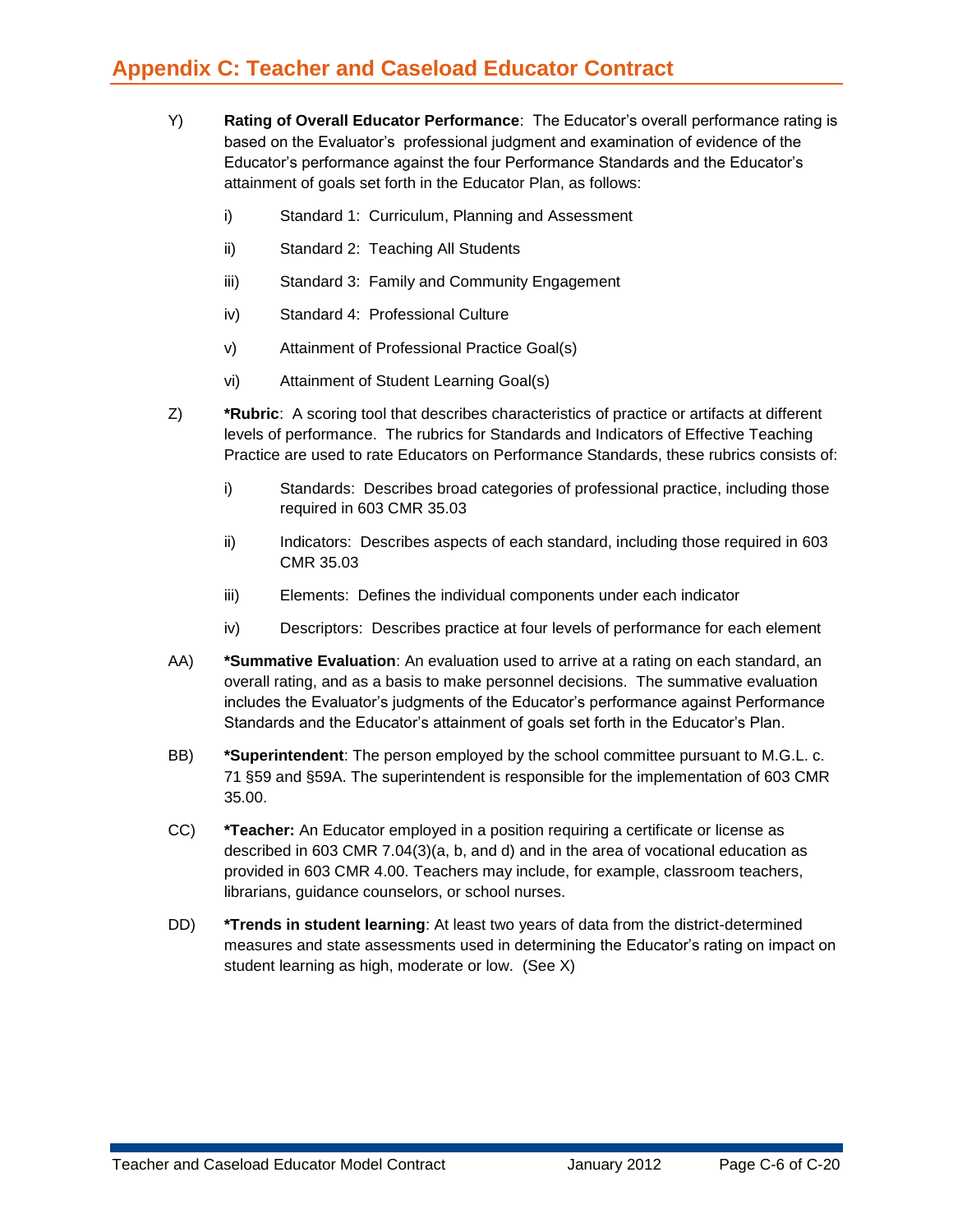Y) **Rating of Overall Educator Performance**: The Educator's overall performance rating is based on the Evaluator's professional judgment and examination of evidence of the Educator's performance against the four Performance Standards and the Educator's attainment of goals set forth in the Educator Plan, as follows:

   i) Standard 1: Curriculum, Planning and Assessment

   ii) Standard 2: Teaching All Students

   iii) Standard 3: Family and Community Engagement

   iv) Standard 4: Professional Culture

   v) Attainment of Professional Practice Goal(s)

   vi) Attainment of Student Learning Goal(s)

Z) ***Rubric**: A scoring tool that describes characteristics of practice or artifacts at different levels of performance. The rubrics for Standards and Indicators of Effective Teaching Practice are used to rate Educators on Performance Standards, these rubrics consists of:

   i) Standards: Describes broad categories of professional practice, including those required in 603 CMR 35.03

   ii) Indicators: Describes aspects of each standard, including those required in 603 CMR 35.03

   iii) Elements: Defines the individual components under each indicator

   iv) Descriptors: Describes practice at four levels of performance for each element

AA) ***Summative Evaluation**: An evaluation used to arrive at a rating on each standard, an overall rating, and as a basis to make personnel decisions. The summative evaluation includes the Evaluator's judgments of the Educator's performance against Performance Standards and the Educator's attainment of goals set forth in the Educator's Plan.

BB) ***Superintendent**: The person employed by the school committee pursuant to M.G.L. c. 71 §59 and §59A. The superintendent is responsible for the implementation of 603 CMR 35.00.

CC) ***Teacher:** An Educator employed in a position requiring a certificate or license as described in 603 CMR 7.04(3)(a, b, and d) and in the area of vocational education as provided in 603 CMR 4.00. Teachers may include, for example, classroom teachers, librarians, guidance counselors, or school nurses.

DD) ***Trends in student learning**: At least two years of data from the district-determined measures and state assessments used in determining the Educator's rating on impact on student learning as high, moderate or low. (See X)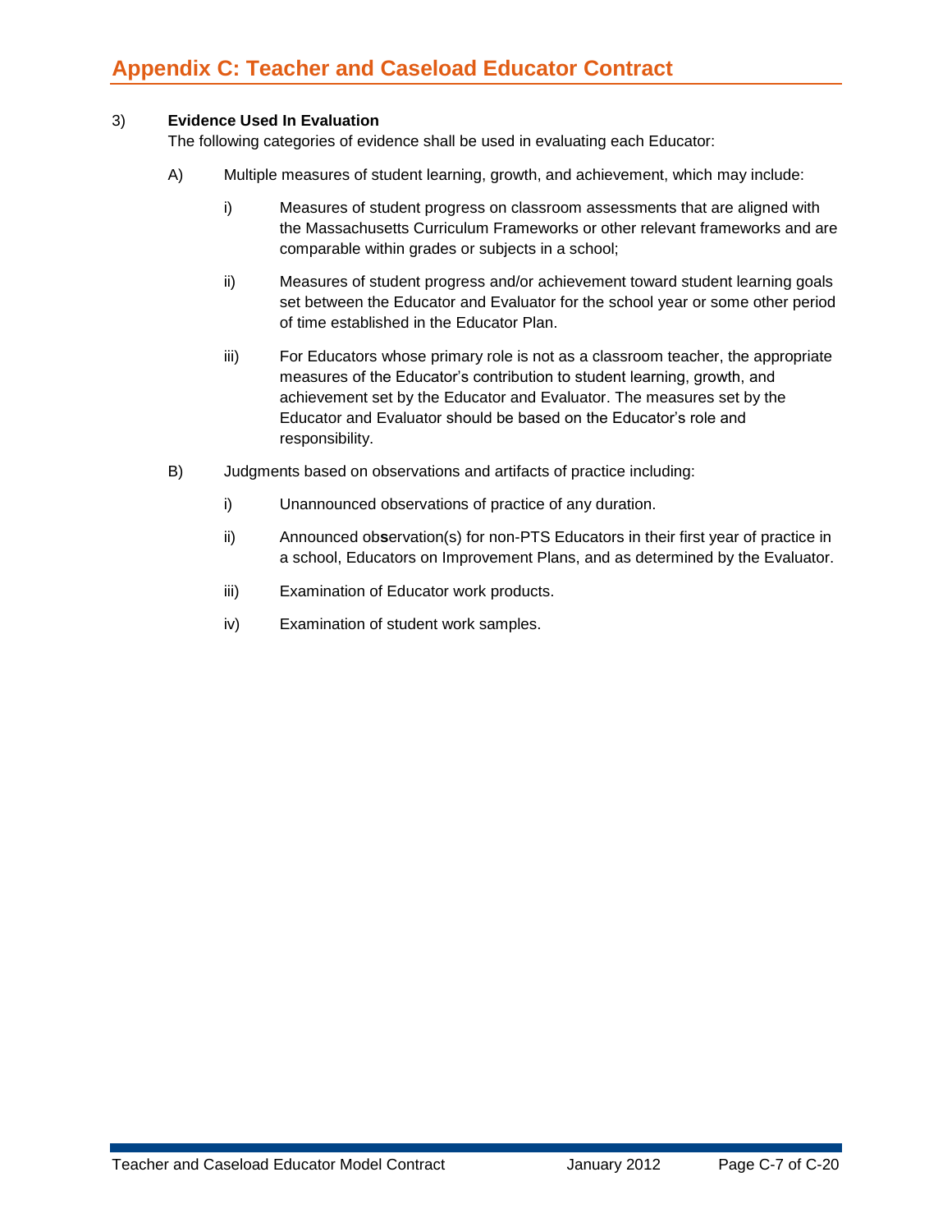3) **Evidence Used In Evaluation**
   The following categories of evidence shall be used in evaluating each Educator:

   A) Multiple measures of student learning, growth, and achievement, which may include:

      i) Measures of student progress on classroom assessments that are aligned with the Massachusetts Curriculum Frameworks or other relevant frameworks and are comparable within grades or subjects in a school;

      ii) Measures of student progress and/or achievement toward student learning goals set between the Educator and Evaluator for the school year or some other period of time established in the Educator Plan.

      iii) For Educators whose primary role is not as a classroom teacher, the appropriate measures of the Educator's contribution to student learning, growth, and achievement set by the Educator and Evaluator. The measures set by the Educator and Evaluator should be based on the Educator's role and responsibility.

   B) Judgments based on observations and artifacts of practice including:

      i) Unannounced observations of practice of any duration.

      ii) Announced observation(s) for non-PTS Educators in their first year of practice in a school, Educators on Improvement Plans, and as determined by the Evaluator.

      iii) Examination of Educator work products.

      iv) Examination of student work samples.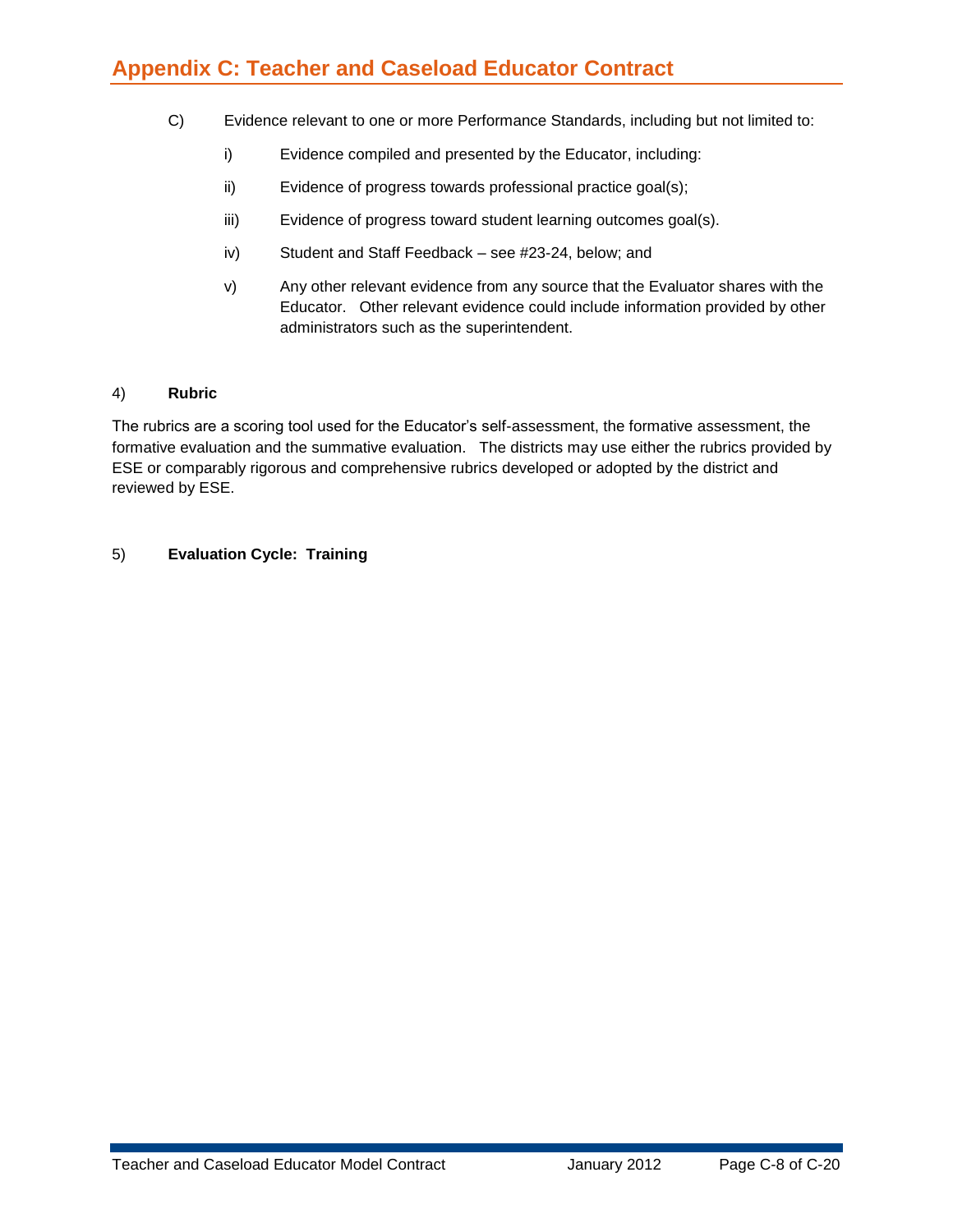C) Evidence relevant to one or more Performance Standards, including but not limited to:

   i) Evidence compiled and presented by the Educator, including:

   ii) Evidence of progress towards professional practice goal(s);

   iii) Evidence of progress toward student learning outcomes goal(s).

   iv) Student and Staff Feedback – see #23-24, below; and

   v) Any other relevant evidence from any source that the Evaluator shares with the Educator. Other relevant evidence could include information provided by other administrators such as the superintendent.

4) **Rubric**

The rubrics are a scoring tool used for the Educator's self-assessment, the formative assessment, the formative evaluation and the summative evaluation. The districts may use either the rubrics provided by ESE or comparably rigorous and comprehensive rubrics developed or adopted by the district and reviewed by ESE.

5) **Evaluation Cycle: Training**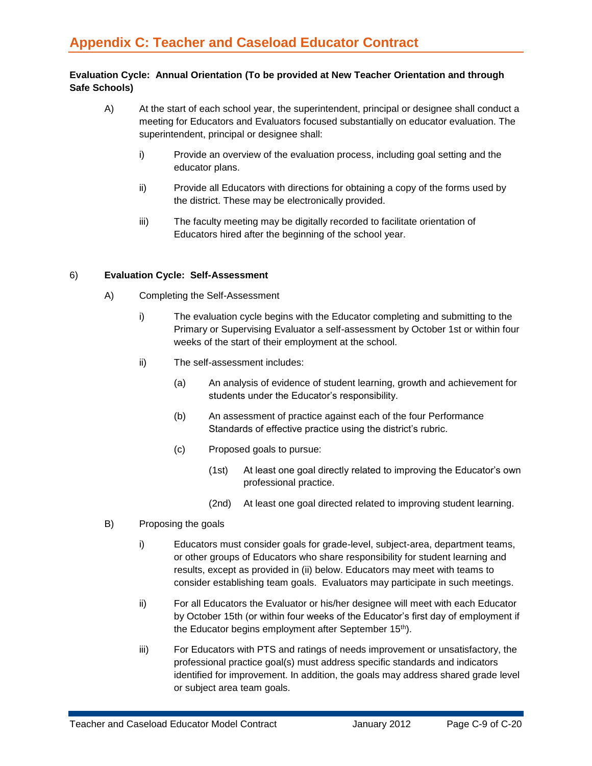## Appendix C: Teacher and Caseload Educator Contract

**Evaluation Cycle: Annual Orientation (To be provided at New Teacher Orientation and through Safe Schools)**

A) At the start of each school year, the superintendent, principal or designee shall conduct a meeting for Educators and Evaluators focused substantially on educator evaluation. The superintendent, principal or designee shall:

i) Provide an overview of the evaluation process, including goal setting and the educator plans.

ii) Provide all Educators with directions for obtaining a copy of the forms used by the district. These may be electronically provided.

iii) The faculty meeting may be digitally recorded to facilitate orientation of Educators hired after the beginning of the school year.

6) **Evaluation Cycle: Self-Assessment**

A) Completing the Self-Assessment

i) The evaluation cycle begins with the Educator completing and submitting to the Primary or Supervising Evaluator a self-assessment by October 1st or within four weeks of the start of their employment at the school.

ii) The self-assessment includes:

(a) An analysis of evidence of student learning, growth and achievement for students under the Educator's responsibility.

(b) An assessment of practice against each of the four Performance Standards of effective practice using the district's rubric.

(c) Proposed goals to pursue:

(1st) At least one goal directly related to improving the Educator's own professional practice.

(2nd) At least one goal directed related to improving student learning.

B) Proposing the goals

i) Educators must consider goals for grade-level, subject-area, department teams, or other groups of Educators who share responsibility for student learning and results, except as provided in (ii) below. Educators may meet with teams to consider establishing team goals. Evaluators may participate in such meetings.

ii) For all Educators the Evaluator or his/her designee will meet with each Educator by October 15th (or within four weeks of the Educator's first day of employment if the Educator begins employment after September 15th).

iii) For Educators with PTS and ratings of needs improvement or unsatisfactory, the professional practice goal(s) must address specific standards and indicators identified for improvement. In addition, the goals may address shared grade level or subject area team goals.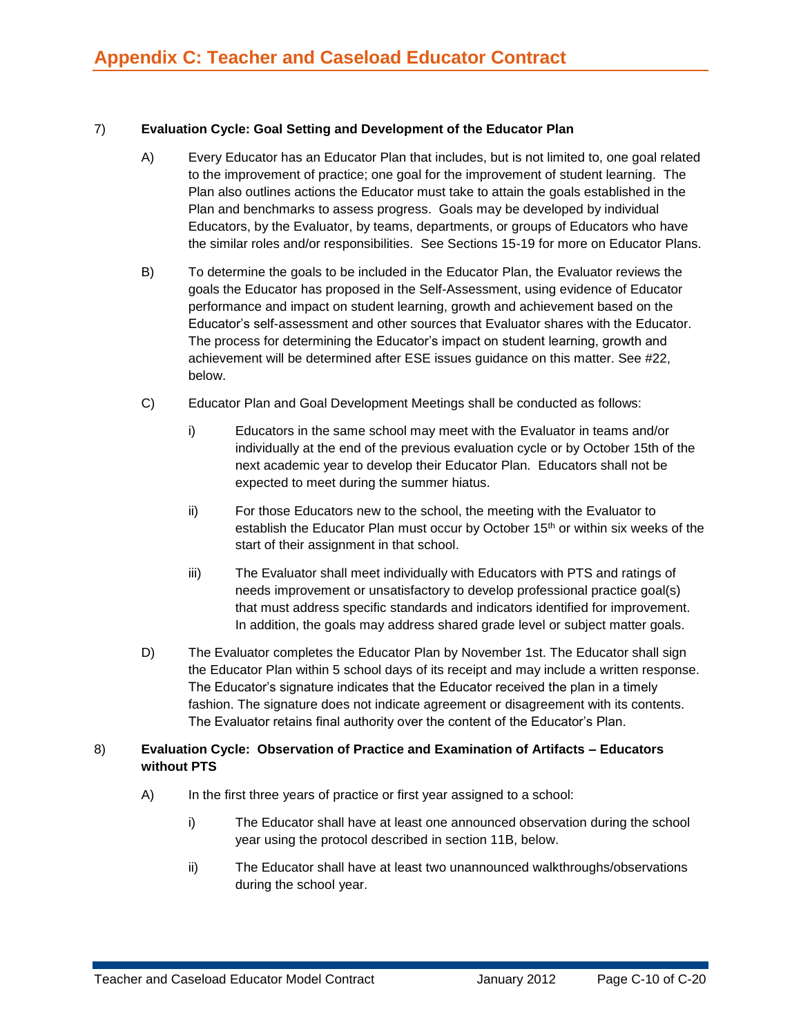7) **Evaluation Cycle: Goal Setting and Development of the Educator Plan**

A) Every Educator has an Educator Plan that includes, but is not limited to, one goal related to the improvement of practice; one goal for the improvement of student learning. The Plan also outlines actions the Educator must take to attain the goals established in the Plan and benchmarks to assess progress. Goals may be developed by individual Educators, by the Evaluator, by teams, departments, or groups of Educators who have the similar roles and/or responsibilities. See Sections 15-19 for more on Educator Plans.

B) To determine the goals to be included in the Educator Plan, the Evaluator reviews the goals the Educator has proposed in the Self-Assessment, using evidence of Educator performance and impact on student learning, growth and achievement based on the Educator's self-assessment and other sources that Evaluator shares with the Educator. The process for determining the Educator's impact on student learning, growth and achievement will be determined after ESE issues guidance on this matter. See #22, below.

C) Educator Plan and Goal Development Meetings shall be conducted as follows:

i) Educators in the same school may meet with the Evaluator in teams and/or individually at the end of the previous evaluation cycle or by October 15th of the next academic year to develop their Educator Plan. Educators shall not be expected to meet during the summer hiatus.

ii) For those Educators new to the school, the meeting with the Evaluator to establish the Educator Plan must occur by October 15th or within six weeks of the start of their assignment in that school.

iii) The Evaluator shall meet individually with Educators with PTS and ratings of needs improvement or unsatisfactory to develop professional practice goal(s) that must address specific standards and indicators identified for improvement. In addition, the goals may address shared grade level or subject matter goals.

D) The Evaluator completes the Educator Plan by November 1st. The Educator shall sign the Educator Plan within 5 school days of its receipt and may include a written response. The Educator's signature indicates that the Educator received the plan in a timely fashion. The signature does not indicate agreement or disagreement with its contents. The Evaluator retains final authority over the content of the Educator's Plan.

8) **Evaluation Cycle: Observation of Practice and Examination of Artifacts – Educators without PTS**

A) In the first three years of practice or first year assigned to a school:

i) The Educator shall have at least one announced observation during the school year using the protocol described in section 11B, below.

ii) The Educator shall have at least two unannounced walkthroughs/observations during the school year.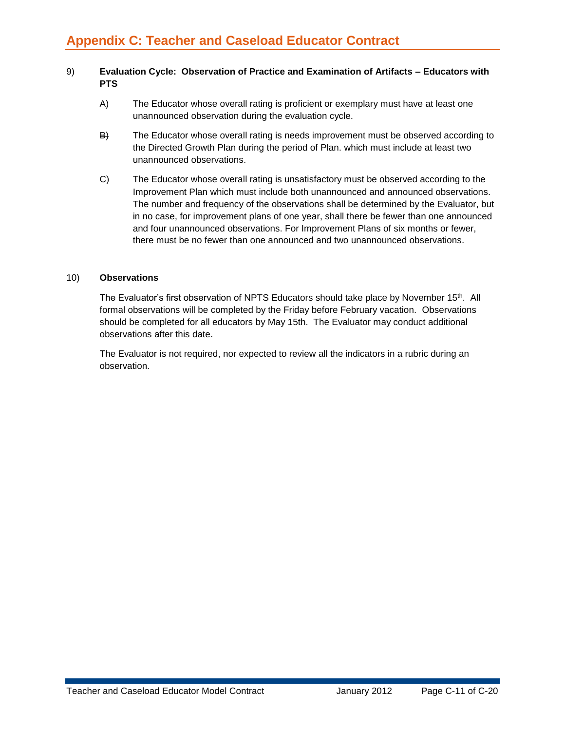# Appendix C: Teacher and Caseload Educator Contract

9) **Evaluation Cycle: Observation of Practice and Examination of Artifacts – Educators with PTS**

A) The Educator whose overall rating is proficient or exemplary must have at least one unannounced observation during the evaluation cycle.

~~B)~~ The Educator whose overall rating is needs improvement must be observed according to the Directed Growth Plan during the period of Plan. which must include at least two unannounced observations.

C) The Educator whose overall rating is unsatisfactory must be observed according to the Improvement Plan which must include both unannounced and announced observations. The number and frequency of the observations shall be determined by the Evaluator, but in no case, for improvement plans of one year, shall there be fewer than one announced and four unannounced observations. For Improvement Plans of six months or fewer, there must be no fewer than one announced and two unannounced observations.

10) **Observations**

The Evaluator's first observation of NPTS Educators should take place by November 15th. All formal observations will be completed by the Friday before February vacation. Observations should be completed for all educators by May 15th. The Evaluator may conduct additional observations after this date.

The Evaluator is not required, nor expected to review all the indicators in a rubric during an observation.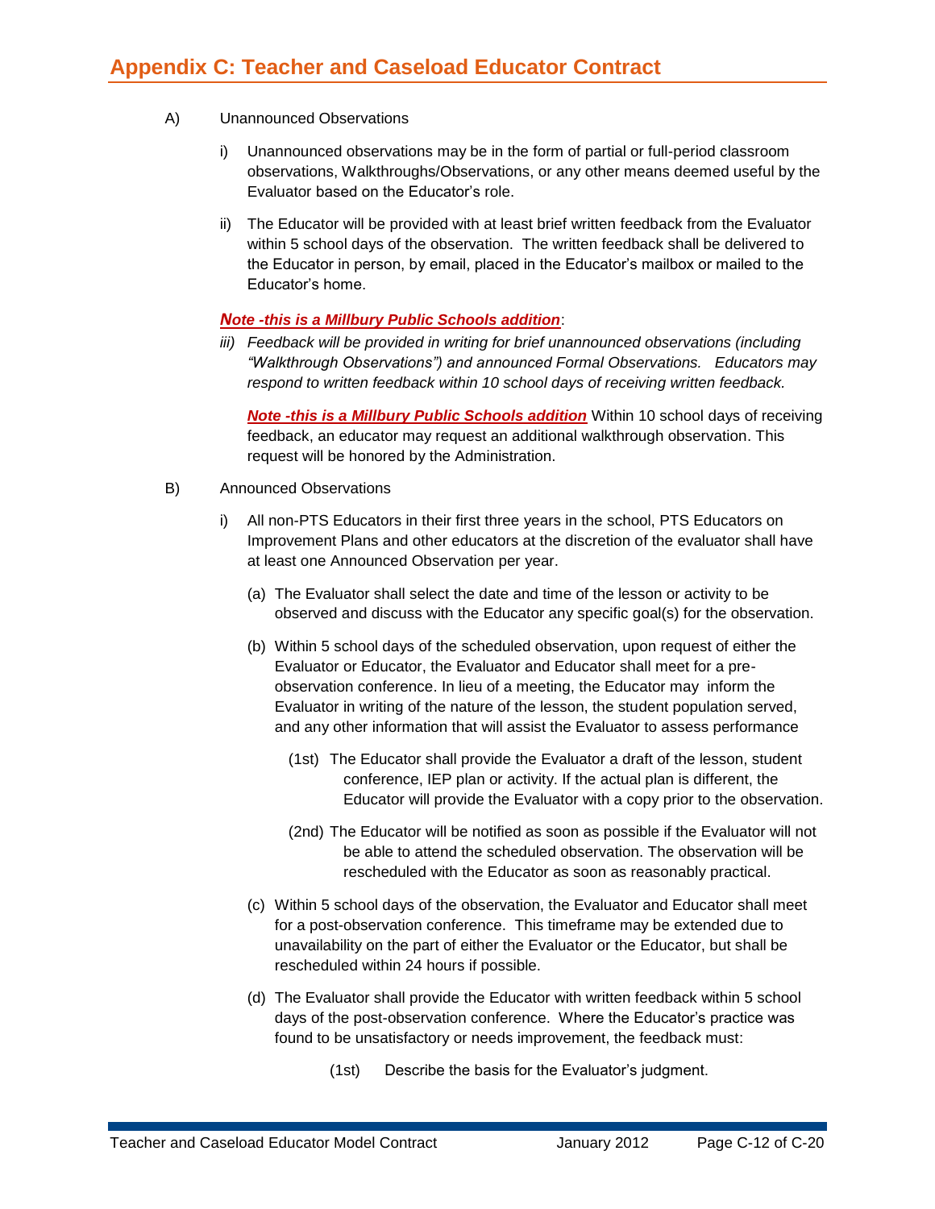A) Unannounced Observations

i) Unannounced observations may be in the form of partial or full-period classroom observations, Walkthroughs/Observations, or any other means deemed useful by the Evaluator based on the Educator's role.

ii) The Educator will be provided with at least brief written feedback from the Evaluator within 5 school days of the observation. The written feedback shall be delivered to the Educator in person, by email, placed in the Educator's mailbox or mailed to the Educator's home.

***Note -this is a Millbury Public Schools addition***:

*iii) Feedback will be provided in writing for brief unannounced observations (including "Walkthrough Observations") and announced Formal Observations. Educators may respond to written feedback within 10 school days of receiving written feedback.*

***Note -this is a Millbury Public Schools addition*** Within 10 school days of receiving feedback, an educator may request an additional walkthrough observation. This request will be honored by the Administration.

B) Announced Observations

i) All non-PTS Educators in their first three years in the school, PTS Educators on Improvement Plans and other educators at the discretion of the evaluator shall have at least one Announced Observation per year.

(a) The Evaluator shall select the date and time of the lesson or activity to be observed and discuss with the Educator any specific goal(s) for the observation.

(b) Within 5 school days of the scheduled observation, upon request of either the Evaluator or Educator, the Evaluator and Educator shall meet for a pre-observation conference. In lieu of a meeting, the Educator may inform the Evaluator in writing of the nature of the lesson, the student population served, and any other information that will assist the Evaluator to assess performance

(1st) The Educator shall provide the Evaluator a draft of the lesson, student conference, IEP plan or activity. If the actual plan is different, the Educator will provide the Evaluator with a copy prior to the observation.

(2nd) The Educator will be notified as soon as possible if the Evaluator will not be able to attend the scheduled observation. The observation will be rescheduled with the Educator as soon as reasonably practical.

(c) Within 5 school days of the observation, the Evaluator and Educator shall meet for a post-observation conference. This timeframe may be extended due to unavailability on the part of either the Evaluator or the Educator, but shall be rescheduled within 24 hours if possible.

(d) The Evaluator shall provide the Educator with written feedback within 5 school days of the post-observation conference. Where the Educator's practice was found to be unsatisfactory or needs improvement, the feedback must:

(1st) Describe the basis for the Evaluator's judgment.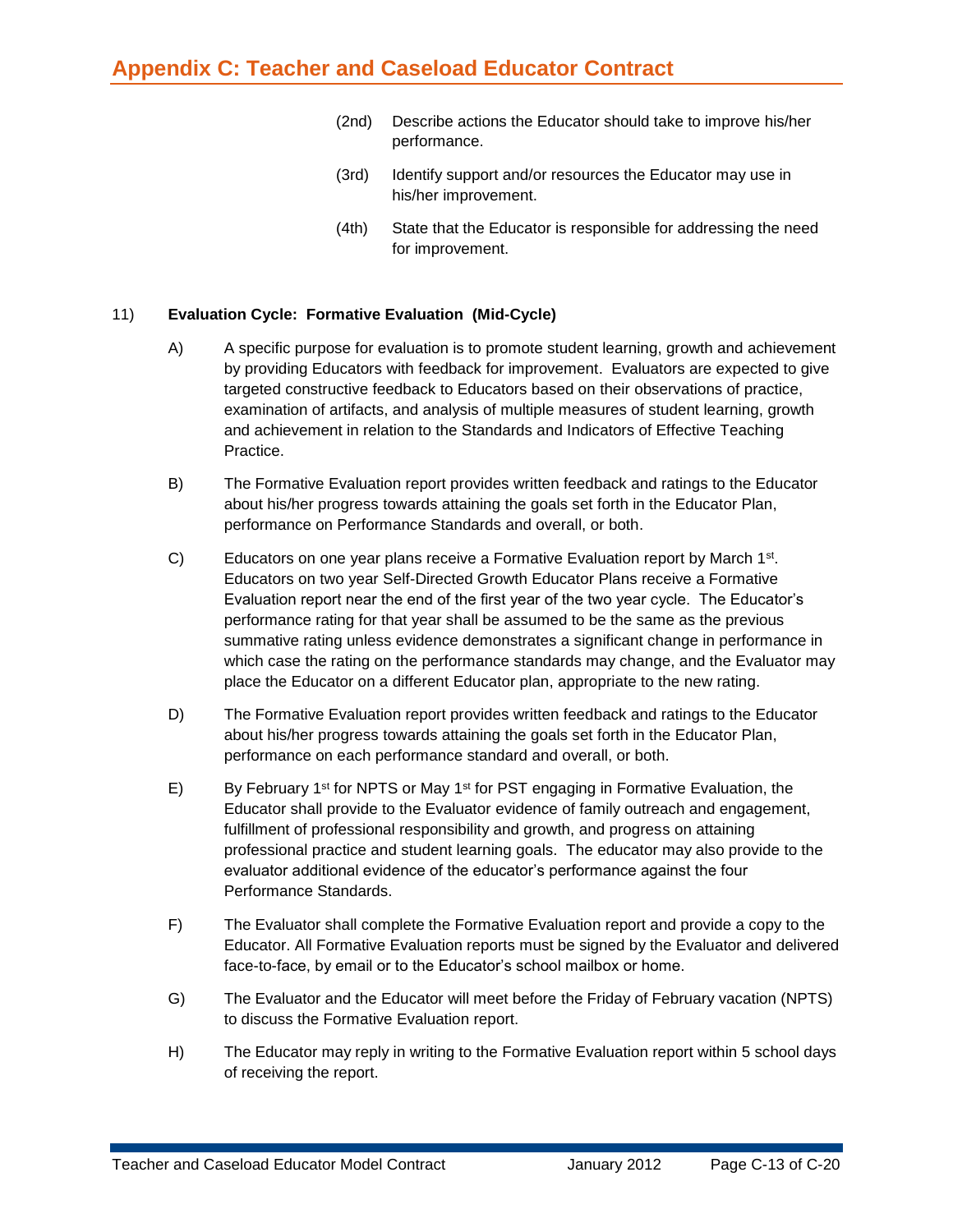(2nd) Describe actions the Educator should take to improve his/her performance.

(3rd) Identify support and/or resources the Educator may use in his/her improvement.

(4th) State that the Educator is responsible for addressing the need for improvement.

11) **Evaluation Cycle: Formative Evaluation (Mid-Cycle)**

A) A specific purpose for evaluation is to promote student learning, growth and achievement by providing Educators with feedback for improvement. Evaluators are expected to give targeted constructive feedback to Educators based on their observations of practice, examination of artifacts, and analysis of multiple measures of student learning, growth and achievement in relation to the Standards and Indicators of Effective Teaching Practice.

B) The Formative Evaluation report provides written feedback and ratings to the Educator about his/her progress towards attaining the goals set forth in the Educator Plan, performance on Performance Standards and overall, or both.

C) Educators on one year plans receive a Formative Evaluation report by March 1st. Educators on two year Self-Directed Growth Educator Plans receive a Formative Evaluation report near the end of the first year of the two year cycle. The Educator's performance rating for that year shall be assumed to be the same as the previous summative rating unless evidence demonstrates a significant change in performance in which case the rating on the performance standards may change, and the Evaluator may place the Educator on a different Educator plan, appropriate to the new rating.

D) The Formative Evaluation report provides written feedback and ratings to the Educator about his/her progress towards attaining the goals set forth in the Educator Plan, performance on each performance standard and overall, or both.

E) By February 1st for NPTS or May 1st for PST engaging in Formative Evaluation, the Educator shall provide to the Evaluator evidence of family outreach and engagement, fulfillment of professional responsibility and growth, and progress on attaining professional practice and student learning goals. The educator may also provide to the evaluator additional evidence of the educator's performance against the four Performance Standards.

F) The Evaluator shall complete the Formative Evaluation report and provide a copy to the Educator. All Formative Evaluation reports must be signed by the Evaluator and delivered face-to-face, by email or to the Educator's school mailbox or home.

G) The Evaluator and the Educator will meet before the Friday of February vacation (NPTS) to discuss the Formative Evaluation report.

H) The Educator may reply in writing to the Formative Evaluation report within 5 school days of receiving the report.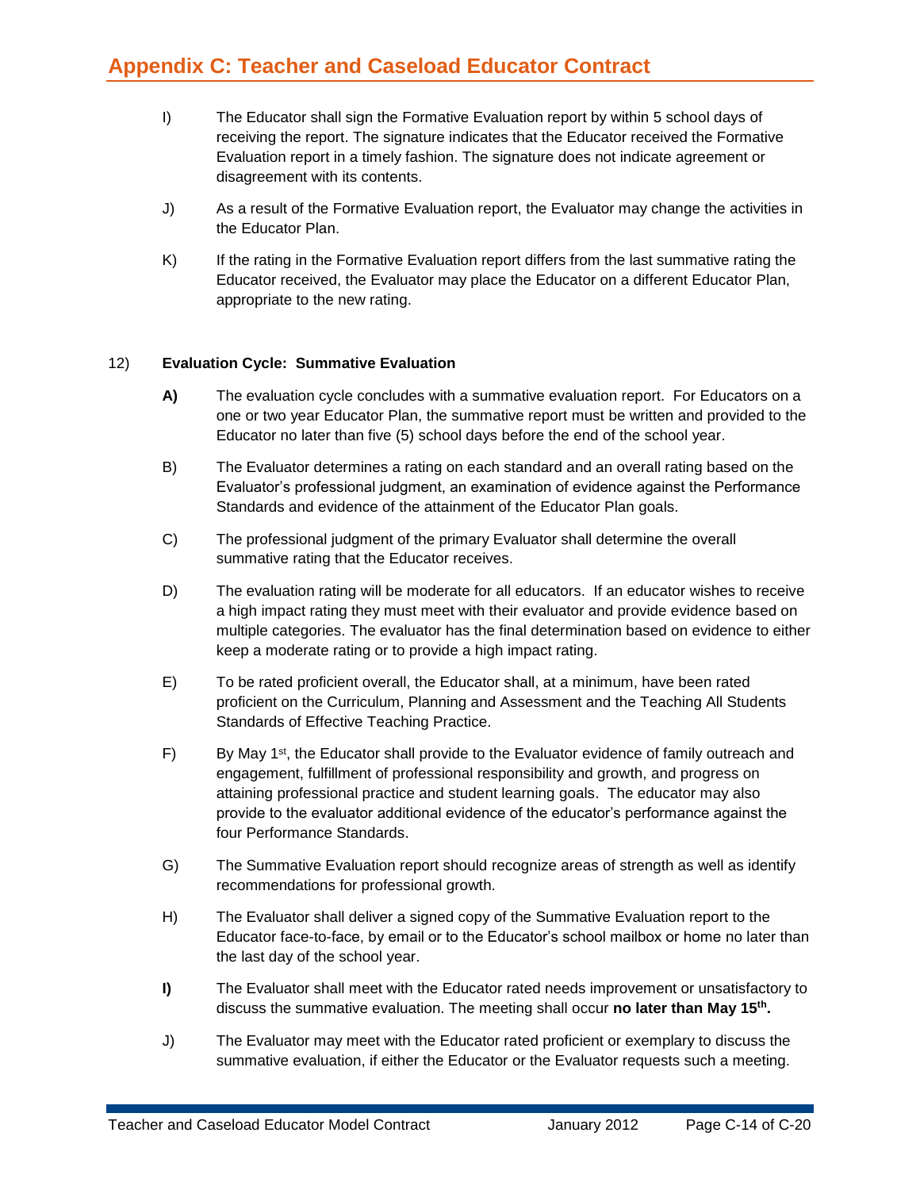I) The Educator shall sign the Formative Evaluation report by within 5 school days of receiving the report. The signature indicates that the Educator received the Formative Evaluation report in a timely fashion. The signature does not indicate agreement or disagreement with its contents.

J) As a result of the Formative Evaluation report, the Evaluator may change the activities in the Educator Plan.

K) If the rating in the Formative Evaluation report differs from the last summative rating the Educator received, the Evaluator may place the Educator on a different Educator Plan, appropriate to the new rating.

12) **Evaluation Cycle: Summative Evaluation**

**A)** The evaluation cycle concludes with a summative evaluation report. For Educators on a one or two year Educator Plan, the summative report must be written and provided to the Educator no later than five (5) school days before the end of the school year.

B) The Evaluator determines a rating on each standard and an overall rating based on the Evaluator's professional judgment, an examination of evidence against the Performance Standards and evidence of the attainment of the Educator Plan goals.

C) The professional judgment of the primary Evaluator shall determine the overall summative rating that the Educator receives.

D) The evaluation rating will be moderate for all educators. If an educator wishes to receive a high impact rating they must meet with their evaluator and provide evidence based on multiple categories. The evaluator has the final determination based on evidence to either keep a moderate rating or to provide a high impact rating.

E) To be rated proficient overall, the Educator shall, at a minimum, have been rated proficient on the Curriculum, Planning and Assessment and the Teaching All Students Standards of Effective Teaching Practice.

F) By May 1st, the Educator shall provide to the Evaluator evidence of family outreach and engagement, fulfillment of professional responsibility and growth, and progress on attaining professional practice and student learning goals. The educator may also provide to the evaluator additional evidence of the educator's performance against the four Performance Standards.

G) The Summative Evaluation report should recognize areas of strength as well as identify recommendations for professional growth.

H) The Evaluator shall deliver a signed copy of the Summative Evaluation report to the Educator face-to-face, by email or to the Educator's school mailbox or home no later than the last day of the school year.

**I)** The Evaluator shall meet with the Educator rated needs improvement or unsatisfactory to discuss the summative evaluation. The meeting shall occur **no later than May 15th.**

J) The Evaluator may meet with the Educator rated proficient or exemplary to discuss the summative evaluation, if either the Educator or the Evaluator requests such a meeting.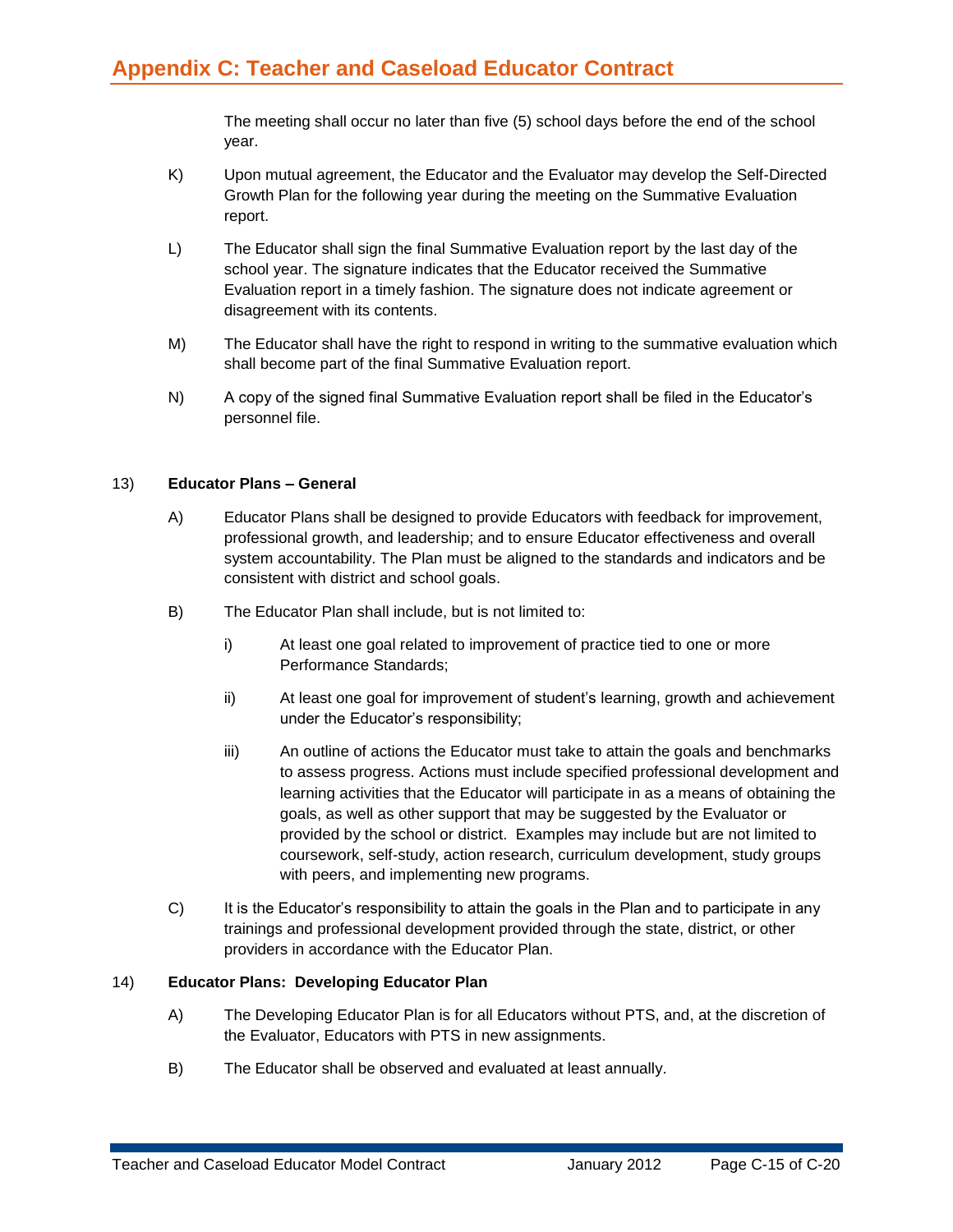The meeting shall occur no later than five (5) school days before the end of the school year.

K) Upon mutual agreement, the Educator and the Evaluator may develop the Self-Directed Growth Plan for the following year during the meeting on the Summative Evaluation report.

L) The Educator shall sign the final Summative Evaluation report by the last day of the school year. The signature indicates that the Educator received the Summative Evaluation report in a timely fashion. The signature does not indicate agreement or disagreement with its contents.

M) The Educator shall have the right to respond in writing to the summative evaluation which shall become part of the final Summative Evaluation report.

N) A copy of the signed final Summative Evaluation report shall be filed in the Educator's personnel file.

13) **Educator Plans – General**

A) Educator Plans shall be designed to provide Educators with feedback for improvement, professional growth, and leadership; and to ensure Educator effectiveness and overall system accountability. The Plan must be aligned to the standards and indicators and be consistent with district and school goals.

B) The Educator Plan shall include, but is not limited to:

i) At least one goal related to improvement of practice tied to one or more Performance Standards;

ii) At least one goal for improvement of student's learning, growth and achievement under the Educator's responsibility;

iii) An outline of actions the Educator must take to attain the goals and benchmarks to assess progress. Actions must include specified professional development and learning activities that the Educator will participate in as a means of obtaining the goals, as well as other support that may be suggested by the Evaluator or provided by the school or district. Examples may include but are not limited to coursework, self-study, action research, curriculum development, study groups with peers, and implementing new programs.

C) It is the Educator's responsibility to attain the goals in the Plan and to participate in any trainings and professional development provided through the state, district, or other providers in accordance with the Educator Plan.

14) **Educator Plans: Developing Educator Plan**

A) The Developing Educator Plan is for all Educators without PTS, and, at the discretion of the Evaluator, Educators with PTS in new assignments.

B) The Educator shall be observed and evaluated at least annually.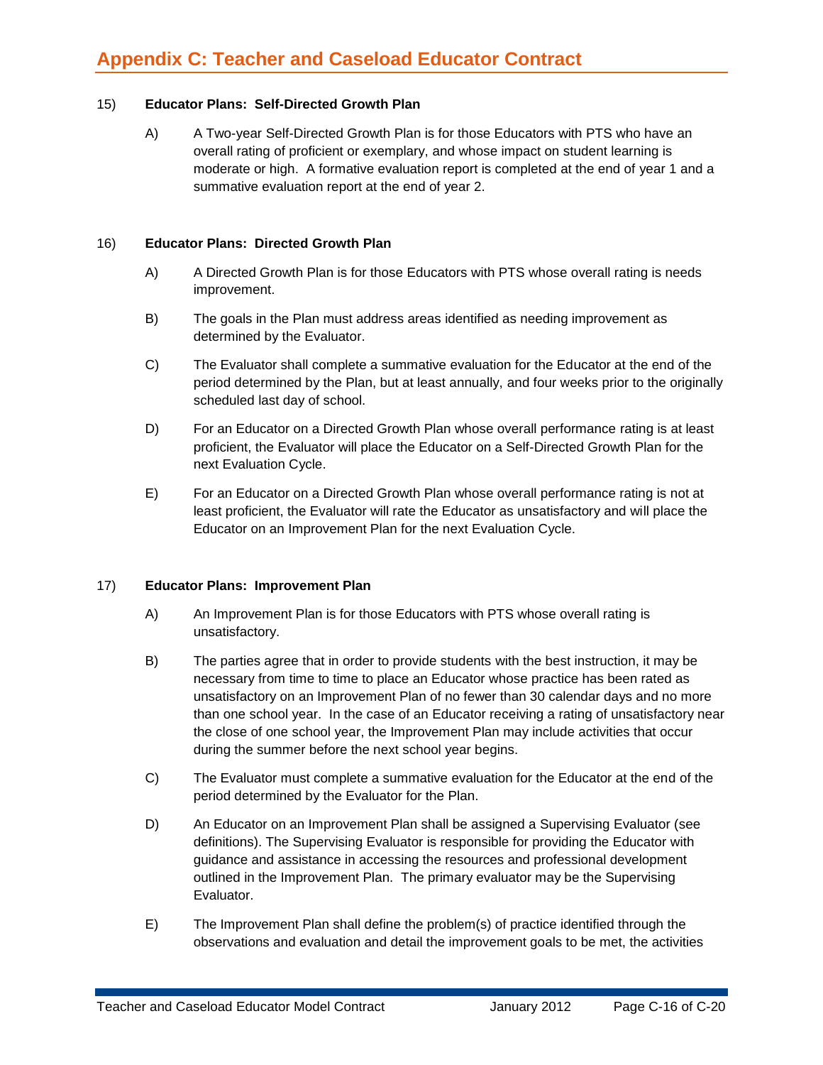15) **Educator Plans: Self-Directed Growth Plan**

A) A Two-year Self-Directed Growth Plan is for those Educators with PTS who have an overall rating of proficient or exemplary, and whose impact on student learning is moderate or high. A formative evaluation report is completed at the end of year 1 and a summative evaluation report at the end of year 2.

16) **Educator Plans: Directed Growth Plan**

A) A Directed Growth Plan is for those Educators with PTS whose overall rating is needs improvement.

B) The goals in the Plan must address areas identified as needing improvement as determined by the Evaluator.

C) The Evaluator shall complete a summative evaluation for the Educator at the end of the period determined by the Plan, but at least annually, and four weeks prior to the originally scheduled last day of school.

D) For an Educator on a Directed Growth Plan whose overall performance rating is at least proficient, the Evaluator will place the Educator on a Self-Directed Growth Plan for the next Evaluation Cycle.

E) For an Educator on a Directed Growth Plan whose overall performance rating is not at least proficient, the Evaluator will rate the Educator as unsatisfactory and will place the Educator on an Improvement Plan for the next Evaluation Cycle.

17) **Educator Plans: Improvement Plan**

A) An Improvement Plan is for those Educators with PTS whose overall rating is unsatisfactory.

B) The parties agree that in order to provide students with the best instruction, it may be necessary from time to time to place an Educator whose practice has been rated as unsatisfactory on an Improvement Plan of no fewer than 30 calendar days and no more than one school year. In the case of an Educator receiving a rating of unsatisfactory near the close of one school year, the Improvement Plan may include activities that occur during the summer before the next school year begins.

C) The Evaluator must complete a summative evaluation for the Educator at the end of the period determined by the Evaluator for the Plan.

D) An Educator on an Improvement Plan shall be assigned a Supervising Evaluator (see definitions). The Supervising Evaluator is responsible for providing the Educator with guidance and assistance in accessing the resources and professional development outlined in the Improvement Plan. The primary evaluator may be the Supervising Evaluator.

E) The Improvement Plan shall define the problem(s) of practice identified through the observations and evaluation and detail the improvement goals to be met, the activities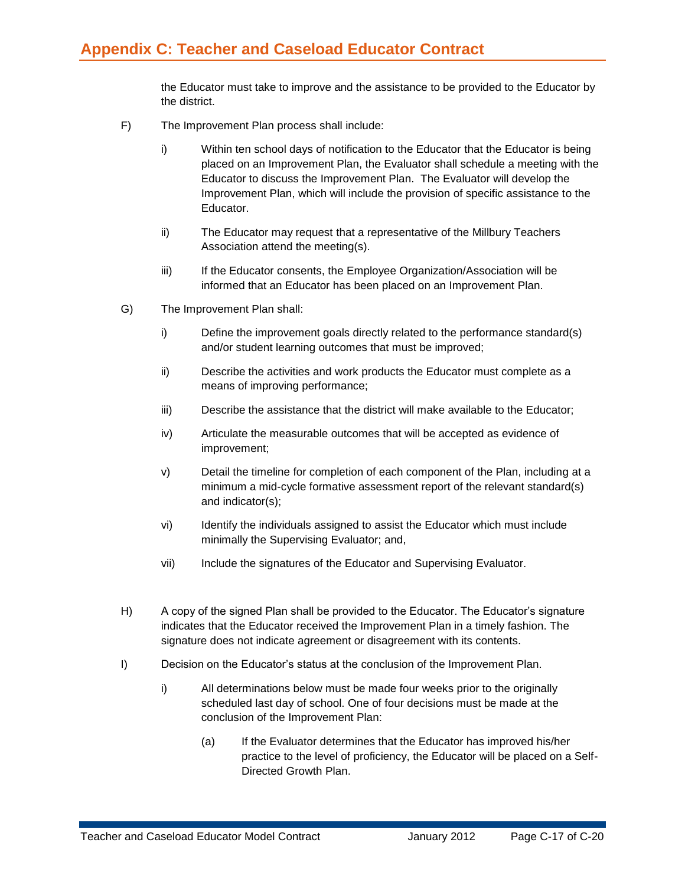the Educator must take to improve and the assistance to be provided to the Educator by the district.

F) The Improvement Plan process shall include:

   i) Within ten school days of notification to the Educator that the Educator is being placed on an Improvement Plan, the Evaluator shall schedule a meeting with the Educator to discuss the Improvement Plan. The Evaluator will develop the Improvement Plan, which will include the provision of specific assistance to the Educator.

   ii) The Educator may request that a representative of the Millbury Teachers Association attend the meeting(s).

   iii) If the Educator consents, the Employee Organization/Association will be informed that an Educator has been placed on an Improvement Plan.

G) The Improvement Plan shall:

   i) Define the improvement goals directly related to the performance standard(s) and/or student learning outcomes that must be improved;

   ii) Describe the activities and work products the Educator must complete as a means of improving performance;

   iii) Describe the assistance that the district will make available to the Educator;

   iv) Articulate the measurable outcomes that will be accepted as evidence of improvement;

   v) Detail the timeline for completion of each component of the Plan, including at a minimum a mid-cycle formative assessment report of the relevant standard(s) and indicator(s);

   vi) Identify the individuals assigned to assist the Educator which must include minimally the Supervising Evaluator; and,

   vii) Include the signatures of the Educator and Supervising Evaluator.

H) A copy of the signed Plan shall be provided to the Educator. The Educator's signature indicates that the Educator received the Improvement Plan in a timely fashion. The signature does not indicate agreement or disagreement with its contents.

I) Decision on the Educator's status at the conclusion of the Improvement Plan.

   i) All determinations below must be made four weeks prior to the originally scheduled last day of school. One of four decisions must be made at the conclusion of the Improvement Plan:

      (a) If the Evaluator determines that the Educator has improved his/her practice to the level of proficiency, the Educator will be placed on a Self-Directed Growth Plan.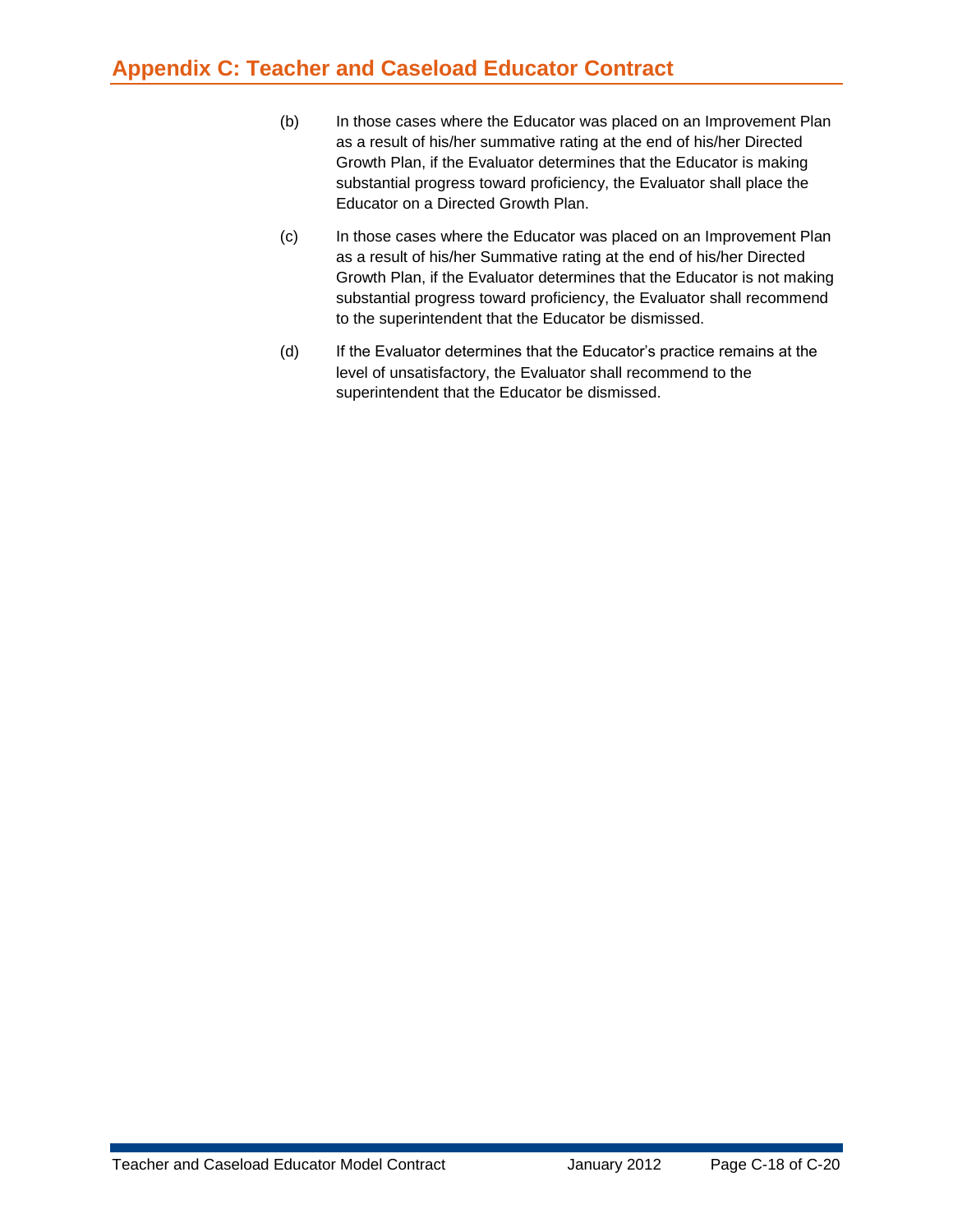(b) In those cases where the Educator was placed on an Improvement Plan as a result of his/her summative rating at the end of his/her Directed Growth Plan, if the Evaluator determines that the Educator is making substantial progress toward proficiency, the Evaluator shall place the Educator on a Directed Growth Plan.

(c) In those cases where the Educator was placed on an Improvement Plan as a result of his/her Summative rating at the end of his/her Directed Growth Plan, if the Evaluator determines that the Educator is not making substantial progress toward proficiency, the Evaluator shall recommend to the superintendent that the Educator be dismissed.

(d) If the Evaluator determines that the Educator's practice remains at the level of unsatisfactory, the Evaluator shall recommend to the superintendent that the Educator be dismissed.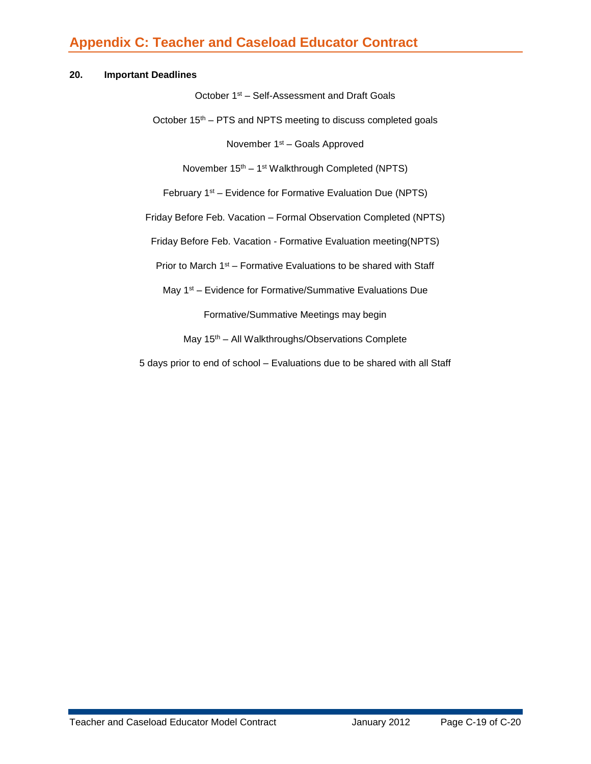**20. Important Deadlines**

October 1st – Self-Assessment and Draft Goals

October 15th – PTS and NPTS meeting to discuss completed goals

November 1st – Goals Approved

November 15th – 1st Walkthrough Completed (NPTS)

February 1st – Evidence for Formative Evaluation Due (NPTS)

Friday Before Feb. Vacation – Formal Observation Completed (NPTS)

Friday Before Feb. Vacation - Formative Evaluation meeting(NPTS)

Prior to March 1st – Formative Evaluations to be shared with Staff

May 1st – Evidence for Formative/Summative Evaluations Due

Formative/Summative Meetings may begin

May 15th – All Walkthroughs/Observations Complete

5 days prior to end of school – Evaluations due to be shared with all Staff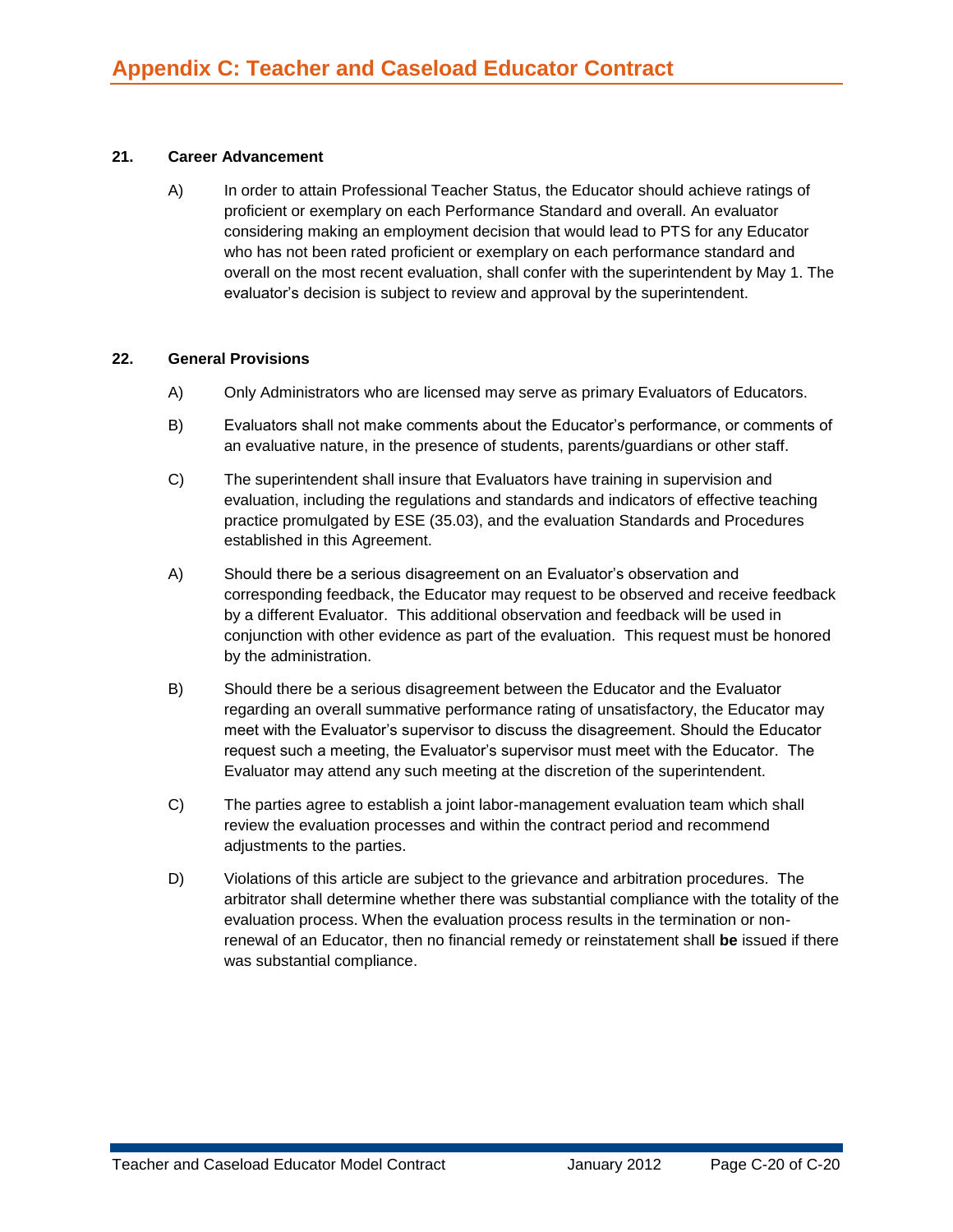**21. Career Advancement**

A) In order to attain Professional Teacher Status, the Educator should achieve ratings of proficient or exemplary on each Performance Standard and overall. An evaluator considering making an employment decision that would lead to PTS for any Educator who has not been rated proficient or exemplary on each performance standard and overall on the most recent evaluation, shall confer with the superintendent by May 1. The evaluator's decision is subject to review and approval by the superintendent.

**22. General Provisions**

A) Only Administrators who are licensed may serve as primary Evaluators of Educators.

B) Evaluators shall not make comments about the Educator's performance, or comments of an evaluative nature, in the presence of students, parents/guardians or other staff.

C) The superintendent shall insure that Evaluators have training in supervision and evaluation, including the regulations and standards and indicators of effective teaching practice promulgated by ESE (35.03), and the evaluation Standards and Procedures established in this Agreement.

A) Should there be a serious disagreement on an Evaluator's observation and corresponding feedback, the Educator may request to be observed and receive feedback by a different Evaluator. This additional observation and feedback will be used in conjunction with other evidence as part of the evaluation. This request must be honored by the administration.

B) Should there be a serious disagreement between the Educator and the Evaluator regarding an overall summative performance rating of unsatisfactory, the Educator may meet with the Evaluator's supervisor to discuss the disagreement. Should the Educator request such a meeting, the Evaluator's supervisor must meet with the Educator. The Evaluator may attend any such meeting at the discretion of the superintendent.

C) The parties agree to establish a joint labor-management evaluation team which shall review the evaluation processes and within the contract period and recommend adjustments to the parties.

D) Violations of this article are subject to the grievance and arbitration procedures. The arbitrator shall determine whether there was substantial compliance with the totality of the evaluation process. When the evaluation process results in the termination or non-renewal of an Educator, then no financial remedy or reinstatement shall **be** issued if there was substantial compliance.